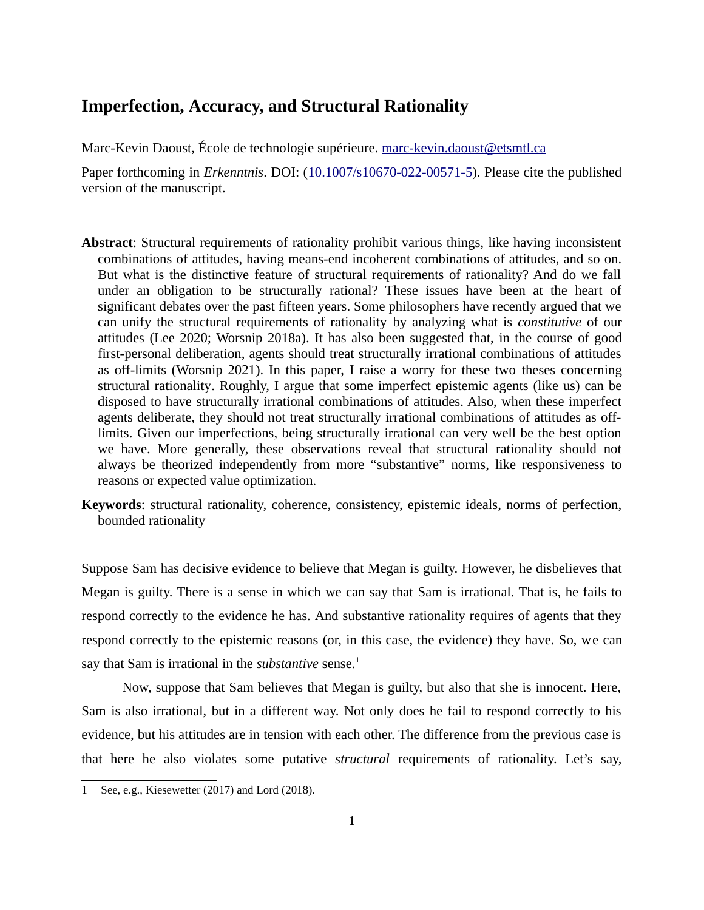# Imperfection, Accuracy, and Structural Rationality

Marc-Kevin Daoust, École de technologie supérieure. marc-kevin.daoust@etsmtl.ca

Paper forthcoming in *Erkenntnis*. DOI: (10.1007/s10670-022-00571-5). Please cite the published version of the manuscript.

**Abstract**: Structural requirements of rationality prohibit various things, like having inconsistent combinations of attitudes, having means-end incoherent combinations of attitudes, and so on. But what is the distinctive feature of structural requirements of rationality? And do we fall under an obligation to be structurally rational? These issues have been at the heart of significant debates over the past fifteen years. Some philosophers have recently argued that we can unify the structural requirements of rationality by analyzing what is *constitutive* of our attitudes (Lee 2020; Worsnip 2018a). It has also been suggested that, in the course of good first-personal deliberation, agents should treat structurally irrational combinations of attitudes as off-limits (Worsnip 2021). In this paper, I raise a worry for these two theses concerning structural rationality. Roughly, I argue that some imperfect epistemic agents (like us) can be disposed to have structurally irrational combinations of attitudes. Also, when these imperfect agents deliberate, they should not treat structurally irrational combinations of attitudes as off-limits. Given our imperfections, being structurally irrational can very well be the best option we have. More generally, these observations reveal that structural rationality should not always be theorized independently from more "substantive" norms, like responsiveness to reasons or expected value optimization.

**Keywords**: structural rationality, coherence, consistency, epistemic ideals, norms of perfection, bounded rationality

Suppose Sam has decisive evidence to believe that Megan is guilty. However, he disbelieves that Megan is guilty. There is a sense in which we can say that Sam is irrational. That is, he fails to respond correctly to the evidence he has. And substantive rationality requires of agents that they respond correctly to the epistemic reasons (or, in this case, the evidence) they have. So, we can say that Sam is irrational in the *substantive* sense.[1]

Now, suppose that Sam believes that Megan is guilty, but also that she is innocent. Here, Sam is also irrational, but in a different way. Not only does he fail to respond correctly to his evidence, but his attitudes are in tension with each other. The difference from the previous case is that here he also violates some putative *structural* requirements of rationality. Let's say,

1 See, e.g., Kiesewetter (2017) and Lord (2018).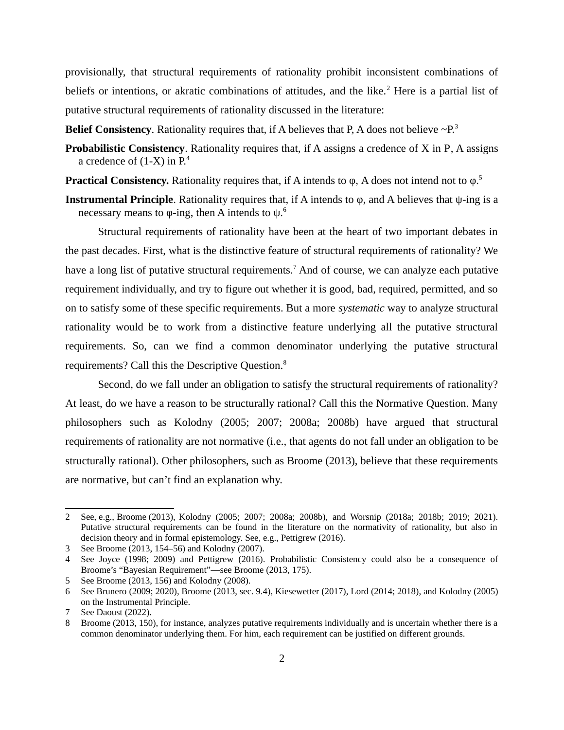provisionally, that structural requirements of rationality prohibit inconsistent combinations of beliefs or intentions, or akratic combinations of attitudes, and the like.[2] Here is a partial list of putative structural requirements of rationality discussed in the literature:

**Belief Consistency**. Rationality requires that, if A believes that P, A does not believe ~P.[3]

**Probabilistic Consistency**. Rationality requires that, if A assigns a credence of X in P, A assigns a credence of (1-X) in P.[4]

**Practical Consistency.** Rationality requires that, if A intends to φ, A does not intend not to φ.[5]

**Instrumental Principle**. Rationality requires that, if A intends to φ, and A believes that ψ-ing is a necessary means to φ-ing, then A intends to ψ.[6]

Structural requirements of rationality have been at the heart of two important debates in the past decades. First, what is the distinctive feature of structural requirements of rationality? We have a long list of putative structural requirements.[7] And of course, we can analyze each putative requirement individually, and try to figure out whether it is good, bad, required, permitted, and so on to satisfy some of these specific requirements. But a more *systematic* way to analyze structural rationality would be to work from a distinctive feature underlying all the putative structural requirements. So, can we find a common denominator underlying the putative structural requirements? Call this the Descriptive Question.[8]

Second, do we fall under an obligation to satisfy the structural requirements of rationality? At least, do we have a reason to be structurally rational? Call this the Normative Question. Many philosophers such as Kolodny (2005; 2007; 2008a; 2008b) have argued that structural requirements of rationality are not normative (i.e., that agents do not fall under an obligation to be structurally rational). Other philosophers, such as Broome (2013), believe that these requirements are normative, but can't find an explanation why.

---

2 See, e.g., Broome (2013), Kolodny (2005; 2007; 2008a; 2008b), and Worsnip (2018a; 2018b; 2019; 2021). Putative structural requirements can be found in the literature on the normativity of rationality, but also in decision theory and in formal epistemology. See, e.g., Pettigrew (2016).

3 See Broome (2013, 154–56) and Kolodny (2007).

4 See Joyce (1998; 2009) and Pettigrew (2016). Probabilistic Consistency could also be a consequence of Broome's "Bayesian Requirement"—see Broome (2013, 175).

5 See Broome (2013, 156) and Kolodny (2008).

6 See Brunero (2009; 2020), Broome (2013, sec. 9.4), Kiesewetter (2017), Lord (2014; 2018), and Kolodny (2005) on the Instrumental Principle.

7 See Daoust (2022).

8 Broome (2013, 150), for instance, analyzes putative requirements individually and is uncertain whether there is a common denominator underlying them. For him, each requirement can be justified on different grounds.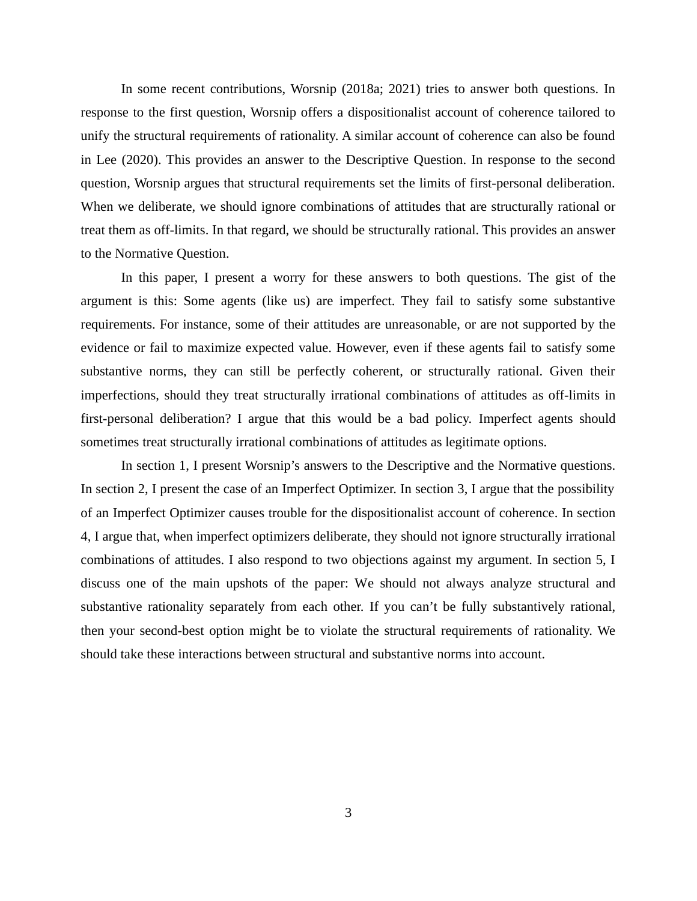In some recent contributions, Worsnip (2018a; 2021) tries to answer both questions. In response to the first question, Worsnip offers a dispositionalist account of coherence tailored to unify the structural requirements of rationality. A similar account of coherence can also be found in Lee (2020). This provides an answer to the Descriptive Question. In response to the second question, Worsnip argues that structural requirements set the limits of first-personal deliberation. When we deliberate, we should ignore combinations of attitudes that are structurally rational or treat them as off-limits. In that regard, we should be structurally rational. This provides an answer to the Normative Question.

In this paper, I present a worry for these answers to both questions. The gist of the argument is this: Some agents (like us) are imperfect. They fail to satisfy some substantive requirements. For instance, some of their attitudes are unreasonable, or are not supported by the evidence or fail to maximize expected value. However, even if these agents fail to satisfy some substantive norms, they can still be perfectly coherent, or structurally rational. Given their imperfections, should they treat structurally irrational combinations of attitudes as off-limits in first-personal deliberation? I argue that this would be a bad policy. Imperfect agents should sometimes treat structurally irrational combinations of attitudes as legitimate options.

In section 1, I present Worsnip's answers to the Descriptive and the Normative questions. In section 2, I present the case of an Imperfect Optimizer. In section 3, I argue that the possibility of an Imperfect Optimizer causes trouble for the dispositionalist account of coherence. In section 4, I argue that, when imperfect optimizers deliberate, they should not ignore structurally irrational combinations of attitudes. I also respond to two objections against my argument. In section 5, I discuss one of the main upshots of the paper: We should not always analyze structural and substantive rationality separately from each other. If you can't be fully substantively rational, then your second-best option might be to violate the structural requirements of rationality. We should take these interactions between structural and substantive norms into account.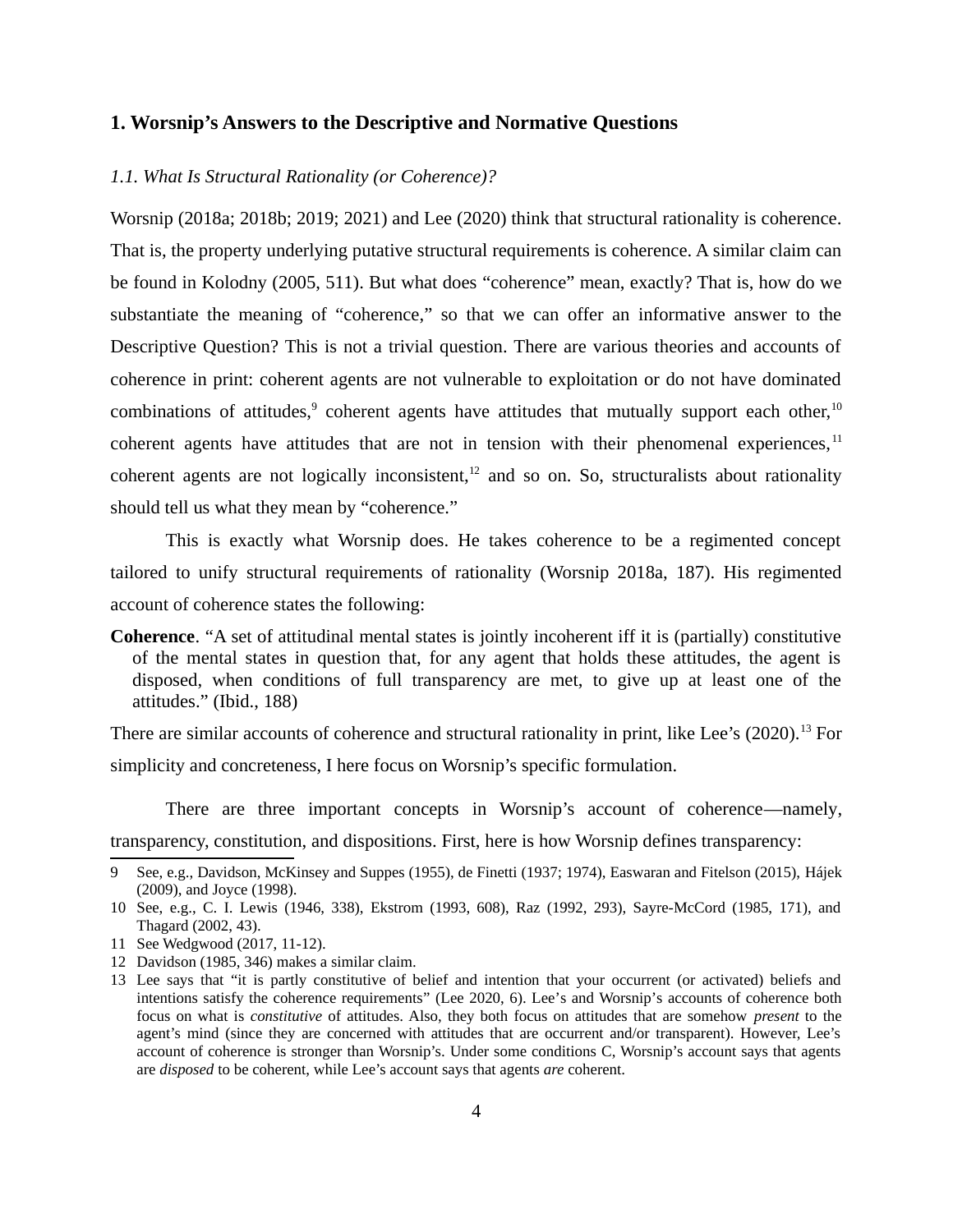## 1. Worsnip's Answers to the Descriptive and Normative Questions

### *1.1. What Is Structural Rationality (or Coherence)?*

Worsnip (2018a; 2018b; 2019; 2021) and Lee (2020) think that structural rationality is coherence. That is, the property underlying putative structural requirements is coherence. A similar claim can be found in Kolodny (2005, 511). But what does "coherence" mean, exactly? That is, how do we substantiate the meaning of "coherence," so that we can offer an informative answer to the Descriptive Question? This is not a trivial question. There are various theories and accounts of coherence in print: coherent agents are not vulnerable to exploitation or do not have dominated combinations of attitudes,[9] coherent agents have attitudes that mutually support each other,[10] coherent agents have attitudes that are not in tension with their phenomenal experiences,[11] coherent agents are not logically inconsistent,[12] and so on. So, structuralists about rationality should tell us what they mean by "coherence."

This is exactly what Worsnip does. He takes coherence to be a regimented concept tailored to unify structural requirements of rationality (Worsnip 2018a, 187). His regimented account of coherence states the following:

**Coherence**. "A set of attitudinal mental states is jointly incoherent iff it is (partially) constitutive of the mental states in question that, for any agent that holds these attitudes, the agent is disposed, when conditions of full transparency are met, to give up at least one of the attitudes." (Ibid., 188)

There are similar accounts of coherence and structural rationality in print, like Lee's (2020).[13] For simplicity and concreteness, I here focus on Worsnip's specific formulation.

There are three important concepts in Worsnip's account of coherence—namely, transparency, constitution, and dispositions. First, here is how Worsnip defines transparency:

---

9 See, e.g., Davidson, McKinsey and Suppes (1955), de Finetti (1937; 1974), Easwaran and Fitelson (2015), Hájek (2009), and Joyce (1998).

10 See, e.g., C. I. Lewis (1946, 338), Ekstrom (1993, 608), Raz (1992, 293), Sayre-McCord (1985, 171), and Thagard (2002, 43).

11 See Wedgwood (2017, 11-12).

12 Davidson (1985, 346) makes a similar claim.

13 Lee says that "it is partly constitutive of belief and intention that your occurrent (or activated) beliefs and intentions satisfy the coherence requirements" (Lee 2020, 6). Lee's and Worsnip's accounts of coherence both focus on what is *constitutive* of attitudes. Also, they both focus on attitudes that are somehow *present* to the agent's mind (since they are concerned with attitudes that are occurrent and/or transparent). However, Lee's account of coherence is stronger than Worsnip's. Under some conditions C, Worsnip's account says that agents are *disposed* to be coherent, while Lee's account says that agents *are* coherent.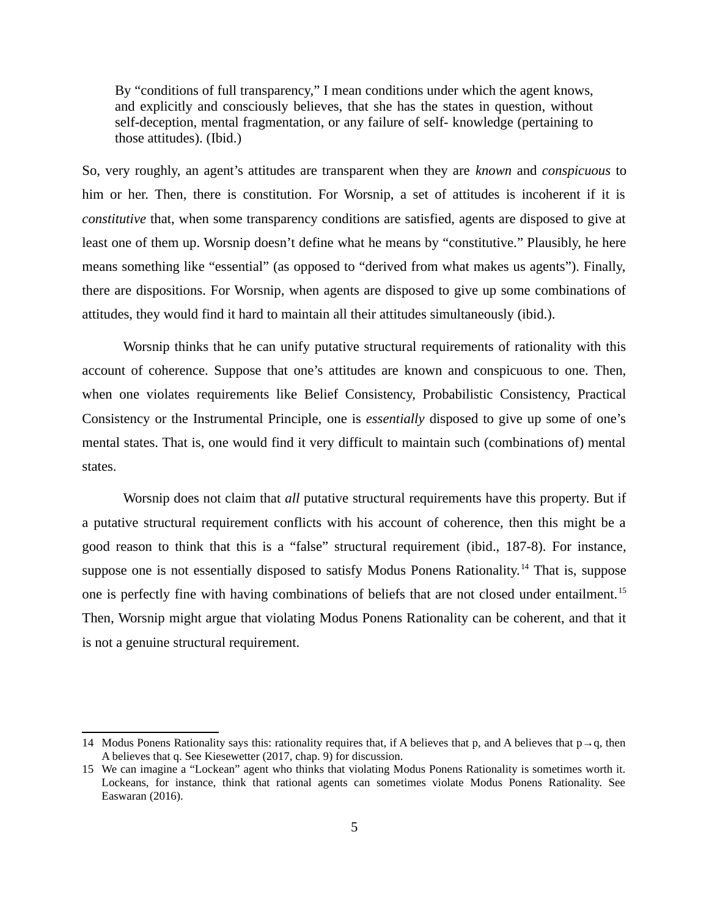> By "conditions of full transparency," I mean conditions under which the agent knows, and explicitly and consciously believes, that she has the states in question, without self-deception, mental fragmentation, or any failure of self- knowledge (pertaining to those attitudes). (Ibid.)

So, very roughly, an agent's attitudes are transparent when they are *known* and *conspicuous* to him or her. Then, there is constitution. For Worsnip, a set of attitudes is incoherent if it is *constitutive* that, when some transparency conditions are satisfied, agents are disposed to give at least one of them up. Worsnip doesn't define what he means by "constitutive." Plausibly, he here means something like "essential" (as opposed to "derived from what makes us agents"). Finally, there are dispositions. For Worsnip, when agents are disposed to give up some combinations of attitudes, they would find it hard to maintain all their attitudes simultaneously (ibid.).

Worsnip thinks that he can unify putative structural requirements of rationality with this account of coherence. Suppose that one's attitudes are known and conspicuous to one. Then, when one violates requirements like Belief Consistency, Probabilistic Consistency, Practical Consistency or the Instrumental Principle, one is *essentially* disposed to give up some of one's mental states. That is, one would find it very difficult to maintain such (combinations of) mental states.

Worsnip does not claim that *all* putative structural requirements have this property. But if a putative structural requirement conflicts with his account of coherence, then this might be a good reason to think that this is a "false" structural requirement (ibid., 187-8). For instance, suppose one is not essentially disposed to satisfy Modus Ponens Rationality.[14] That is, suppose one is perfectly fine with having combinations of beliefs that are not closed under entailment.[15] Then, Worsnip might argue that violating Modus Ponens Rationality can be coherent, and that it is not a genuine structural requirement.

---

14 Modus Ponens Rationality says this: rationality requires that, if A believes that p, and A believes that $p \rightarrow q$, then A believes that q. See Kiesewetter (2017, chap. 9) for discussion.

15 We can imagine a "Lockean" agent who thinks that violating Modus Ponens Rationality is sometimes worth it. Lockeans, for instance, think that rational agents can sometimes violate Modus Ponens Rationality. See Easwaran (2016).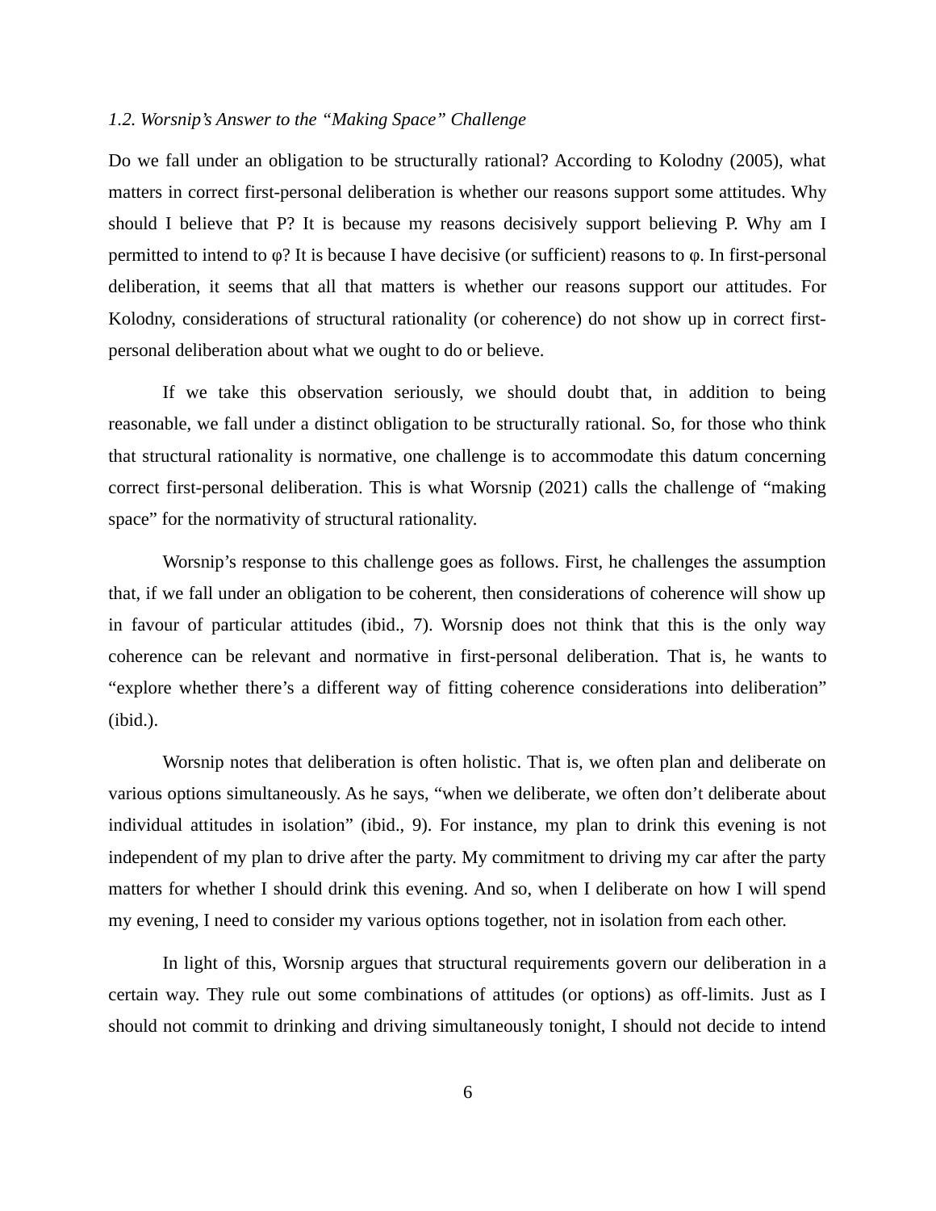### *1.2. Worsnip's Answer to the "Making Space" Challenge*

Do we fall under an obligation to be structurally rational? According to Kolodny (2005), what matters in correct first-personal deliberation is whether our reasons support some attitudes. Why should I believe that P? It is because my reasons decisively support believing P. Why am I permitted to intend to φ? It is because I have decisive (or sufficient) reasons to φ. In first-personal deliberation, it seems that all that matters is whether our reasons support our attitudes. For Kolodny, considerations of structural rationality (or coherence) do not show up in correct first-personal deliberation about what we ought to do or believe.

If we take this observation seriously, we should doubt that, in addition to being reasonable, we fall under a distinct obligation to be structurally rational. So, for those who think that structural rationality is normative, one challenge is to accommodate this datum concerning correct first-personal deliberation. This is what Worsnip (2021) calls the challenge of "making space" for the normativity of structural rationality.

Worsnip's response to this challenge goes as follows. First, he challenges the assumption that, if we fall under an obligation to be coherent, then considerations of coherence will show up in favour of particular attitudes (ibid., 7). Worsnip does not think that this is the only way coherence can be relevant and normative in first-personal deliberation. That is, he wants to "explore whether there's a different way of fitting coherence considerations into deliberation" (ibid.).

Worsnip notes that deliberation is often holistic. That is, we often plan and deliberate on various options simultaneously. As he says, "when we deliberate, we often don't deliberate about individual attitudes in isolation" (ibid., 9). For instance, my plan to drink this evening is not independent of my plan to drive after the party. My commitment to driving my car after the party matters for whether I should drink this evening. And so, when I deliberate on how I will spend my evening, I need to consider my various options together, not in isolation from each other.

In light of this, Worsnip argues that structural requirements govern our deliberation in a certain way. They rule out some combinations of attitudes (or options) as off-limits. Just as I should not commit to drinking and driving simultaneously tonight, I should not decide to intend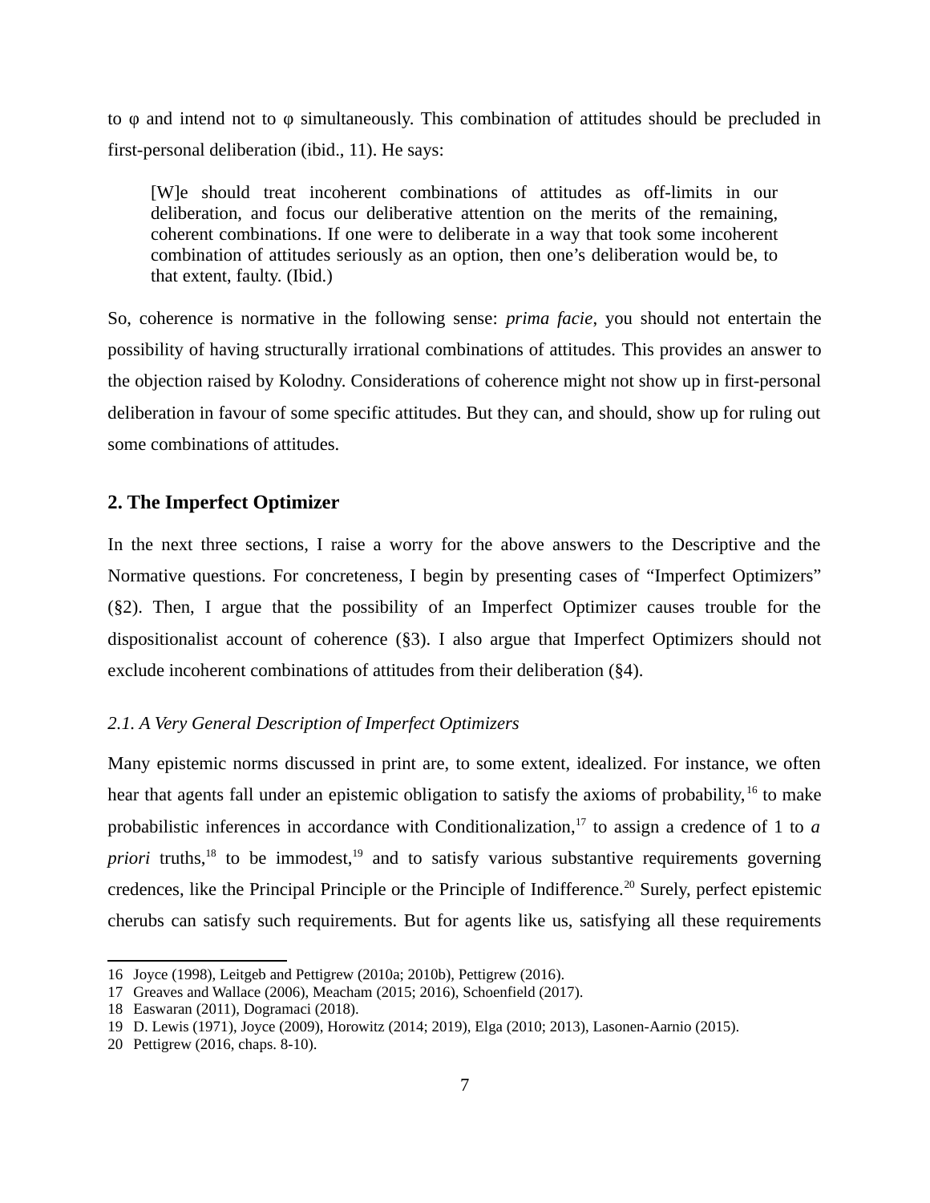to φ and intend not to φ simultaneously. This combination of attitudes should be precluded in first-personal deliberation (ibid., 11). He says:

> [W]e should treat incoherent combinations of attitudes as off-limits in our deliberation, and focus our deliberative attention on the merits of the remaining, coherent combinations. If one were to deliberate in a way that took some incoherent combination of attitudes seriously as an option, then one's deliberation would be, to that extent, faulty. (Ibid.)

So, coherence is normative in the following sense: *prima facie*, you should not entertain the possibility of having structurally irrational combinations of attitudes. This provides an answer to the objection raised by Kolodny. Considerations of coherence might not show up in first-personal deliberation in favour of some specific attitudes. But they can, and should, show up for ruling out some combinations of attitudes.

## 2. The Imperfect Optimizer

In the next three sections, I raise a worry for the above answers to the Descriptive and the Normative questions. For concreteness, I begin by presenting cases of "Imperfect Optimizers" (§2). Then, I argue that the possibility of an Imperfect Optimizer causes trouble for the dispositionalist account of coherence (§3). I also argue that Imperfect Optimizers should not exclude incoherent combinations of attitudes from their deliberation (§4).

### *2.1. A Very General Description of Imperfect Optimizers*

Many epistemic norms discussed in print are, to some extent, idealized. For instance, we often hear that agents fall under an epistemic obligation to satisfy the axioms of probability,[16] to make probabilistic inferences in accordance with Conditionalization,[17] to assign a credence of 1 to *a priori* truths,[18] to be immodest,[19] and to satisfy various substantive requirements governing credences, like the Principal Principle or the Principle of Indifference.[20] Surely, perfect epistemic cherubs can satisfy such requirements. But for agents like us, satisfying all these requirements

16 Joyce (1998), Leitgeb and Pettigrew (2010a; 2010b), Pettigrew (2016).

17 Greaves and Wallace (2006), Meacham (2015; 2016), Schoenfield (2017).

18 Easwaran (2011), Dogramaci (2018).

19 D. Lewis (1971), Joyce (2009), Horowitz (2014; 2019), Elga (2010; 2013), Lasonen-Aarnio (2015).

20 Pettigrew (2016, chaps. 8-10).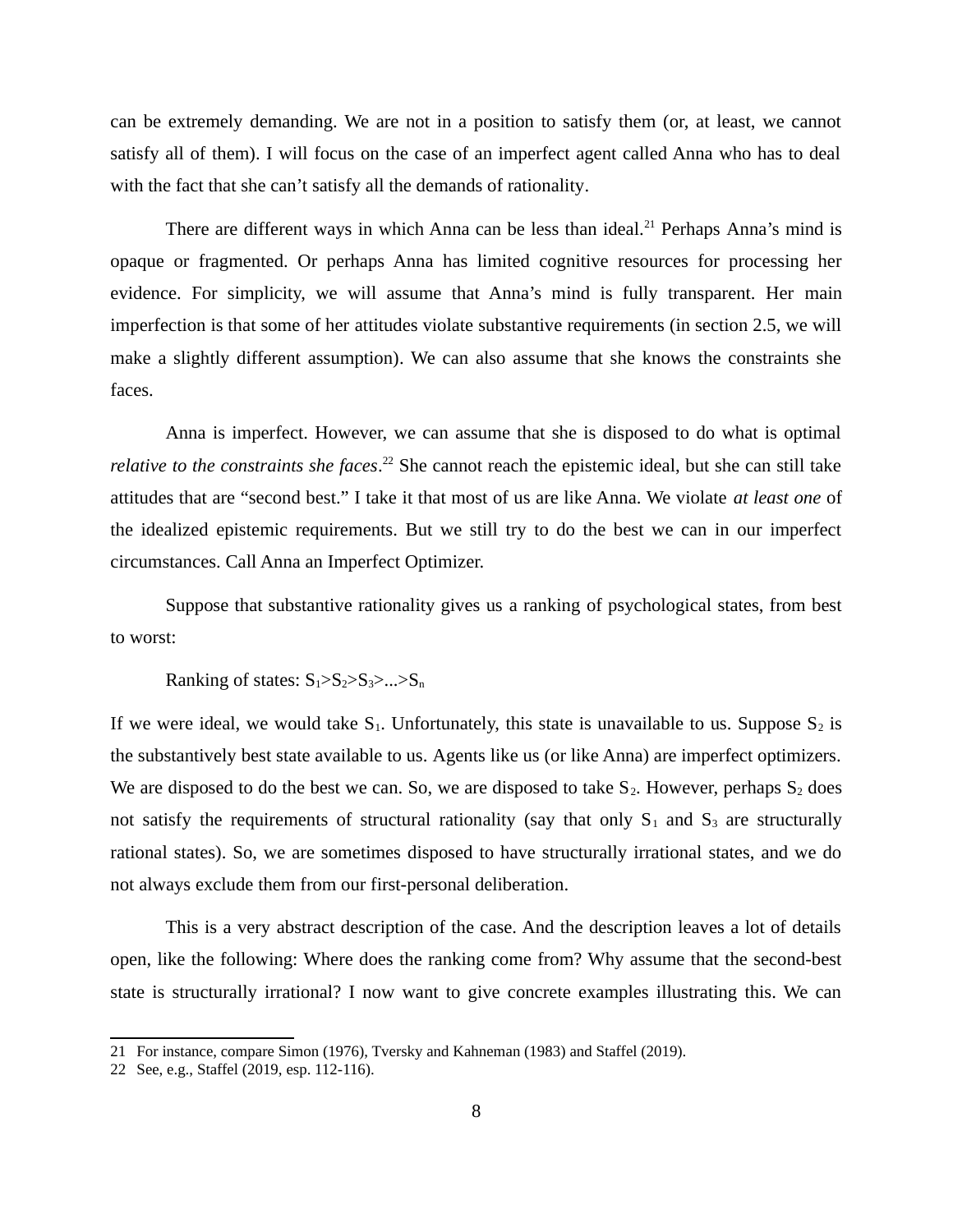can be extremely demanding. We are not in a position to satisfy them (or, at least, we cannot satisfy all of them). I will focus on the case of an imperfect agent called Anna who has to deal with the fact that she can't satisfy all the demands of rationality.

There are different ways in which Anna can be less than ideal.[21] Perhaps Anna's mind is opaque or fragmented. Or perhaps Anna has limited cognitive resources for processing her evidence. For simplicity, we will assume that Anna's mind is fully transparent. Her main imperfection is that some of her attitudes violate substantive requirements (in section 2.5, we will make a slightly different assumption). We can also assume that she knows the constraints she faces.

Anna is imperfect. However, we can assume that she is disposed to do what is optimal *relative to the constraints she faces*.[22] She cannot reach the epistemic ideal, but she can still take attitudes that are "second best." I take it that most of us are like Anna. We violate *at least one* of the idealized epistemic requirements. But we still try to do the best we can in our imperfect circumstances. Call Anna an Imperfect Optimizer.

Suppose that substantive rationality gives us a ranking of psychological states, from best to worst:

Ranking of states: $S_1 > S_2 > S_3 > ... > S_n$

If we were ideal, we would take $S_1$. Unfortunately, this state is unavailable to us. Suppose $S_2$ is the substantively best state available to us. Agents like us (or like Anna) are imperfect optimizers. We are disposed to do the best we can. So, we are disposed to take $S_2$. However, perhaps $S_2$ does not satisfy the requirements of structural rationality (say that only $S_1$ and $S_3$ are structurally rational states). So, we are sometimes disposed to have structurally irrational states, and we do not always exclude them from our first-personal deliberation.

This is a very abstract description of the case. And the description leaves a lot of details open, like the following: Where does the ranking come from? Why assume that the second-best state is structurally irrational? I now want to give concrete examples illustrating this. We can

21 For instance, compare Simon (1976), Tversky and Kahneman (1983) and Staffel (2019).

22 See, e.g., Staffel (2019, esp. 112-116).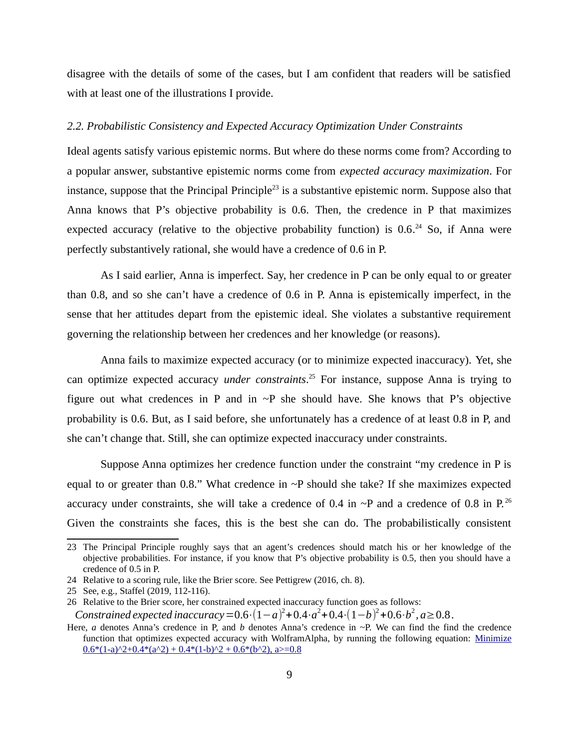disagree with the details of some of the cases, but I am confident that readers will be satisfied with at least one of the illustrations I provide.

### *2.2. Probabilistic Consistency and Expected Accuracy Optimization Under Constraints*

Ideal agents satisfy various epistemic norms. But where do these norms come from? According to a popular answer, substantive epistemic norms come from *expected accuracy maximization*. For instance, suppose that the Principal Principle[23] is a substantive epistemic norm. Suppose also that Anna knows that P's objective probability is 0.6. Then, the credence in P that maximizes expected accuracy (relative to the objective probability function) is 0.6.[24] So, if Anna were perfectly substantively rational, she would have a credence of 0.6 in P.

As I said earlier, Anna is imperfect. Say, her credence in P can be only equal to or greater than 0.8, and so she can't have a credence of 0.6 in P. Anna is epistemically imperfect, in the sense that her attitudes depart from the epistemic ideal. She violates a substantive requirement governing the relationship between her credences and her knowledge (or reasons).

Anna fails to maximize expected accuracy (or to minimize expected inaccuracy). Yet, she can optimize expected accuracy *under constraints*.[25] For instance, suppose Anna is trying to figure out what credences in P and in ~P she should have. She knows that P's objective probability is 0.6. But, as I said before, she unfortunately has a credence of at least 0.8 in P, and she can't change that. Still, she can optimize expected inaccuracy under constraints.

Suppose Anna optimizes her credence function under the constraint "my credence in P is equal to or greater than 0.8." What credence in ~P should she take? If she maximizes expected accuracy under constraints, she will take a credence of 0.4 in ~P and a credence of 0.8 in P.[26] Given the constraints she faces, this is the best she can do. The probabilistically consistent

---

23 The Principal Principle roughly says that an agent's credences should match his or her knowledge of the objective probabilities. For instance, if you know that P's objective probability is 0.5, then you should have a credence of 0.5 in P.

24 Relative to a scoring rule, like the Brier score. See Pettigrew (2016, ch. 8).

25 See, e.g., Staffel (2019, 112-116).

26 Relative to the Brier score, her constrained expected inaccuracy function goes as follows:

$$\textit{Constrained expected inaccuracy} = 0.6\cdot(1-a)^2 + 0.4\cdot a^2 + 0.4\cdot(1-b)^2 + 0.6\cdot b^2, a \geq 0.8.$$

Here, $a$ denotes Anna's credence in P, and $b$ denotes Anna's credence in ~P. We can find the find the credence function that optimizes expected accuracy with WolframAlpha, by running the following equation: Minimize 0.6*(1-a)^2+0.4*(a^2) + 0.4*(1-b)^2 + 0.6*(b^2), a>=0.8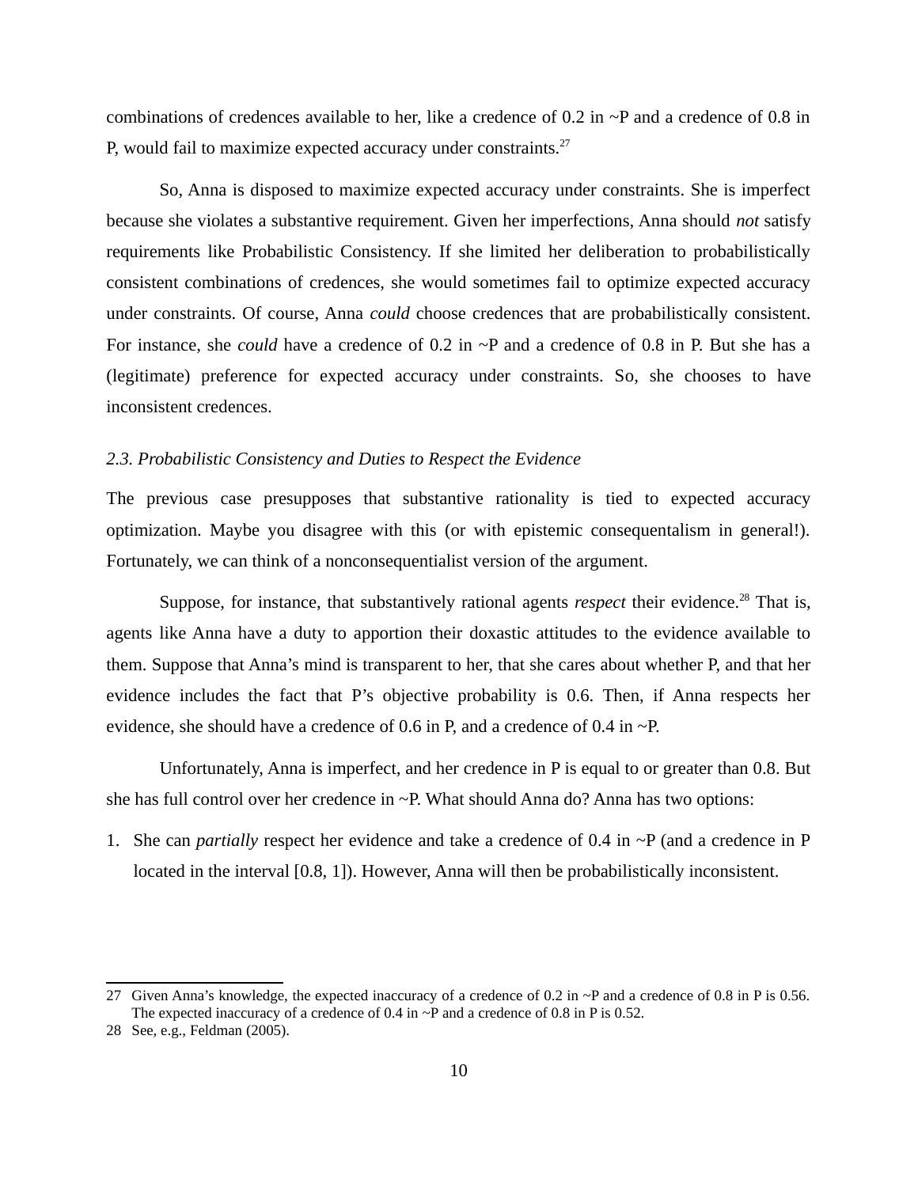combinations of credences available to her, like a credence of 0.2 in ~P and a credence of 0.8 in P, would fail to maximize expected accuracy under constraints.[27]

So, Anna is disposed to maximize expected accuracy under constraints. She is imperfect because she violates a substantive requirement. Given her imperfections, Anna should *not* satisfy requirements like Probabilistic Consistency. If she limited her deliberation to probabilistically consistent combinations of credences, she would sometimes fail to optimize expected accuracy under constraints. Of course, Anna *could* choose credences that are probabilistically consistent. For instance, she *could* have a credence of 0.2 in ~P and a credence of 0.8 in P. But she has a (legitimate) preference for expected accuracy under constraints. So, she chooses to have inconsistent credences.

### *2.3. Probabilistic Consistency and Duties to Respect the Evidence*

The previous case presupposes that substantive rationality is tied to expected accuracy optimization. Maybe you disagree with this (or with epistemic consequentialism in general!). Fortunately, we can think of a nonconsequentialist version of the argument.

Suppose, for instance, that substantively rational agents *respect* their evidence.[28] That is, agents like Anna have a duty to apportion their doxastic attitudes to the evidence available to them. Suppose that Anna's mind is transparent to her, that she cares about whether P, and that her evidence includes the fact that P's objective probability is 0.6. Then, if Anna respects her evidence, she should have a credence of 0.6 in P, and a credence of 0.4 in ~P.

Unfortunately, Anna is imperfect, and her credence in P is equal to or greater than 0.8. But she has full control over her credence in ~P. What should Anna do? Anna has two options:

1. She can *partially* respect her evidence and take a credence of 0.4 in ~P (and a credence in P located in the interval [0.8, 1]). However, Anna will then be probabilistically inconsistent.

---

27 Given Anna's knowledge, the expected inaccuracy of a credence of 0.2 in ~P and a credence of 0.8 in P is 0.56. The expected inaccuracy of a credence of 0.4 in ~P and a credence of 0.8 in P is 0.52.

28 See, e.g., Feldman (2005).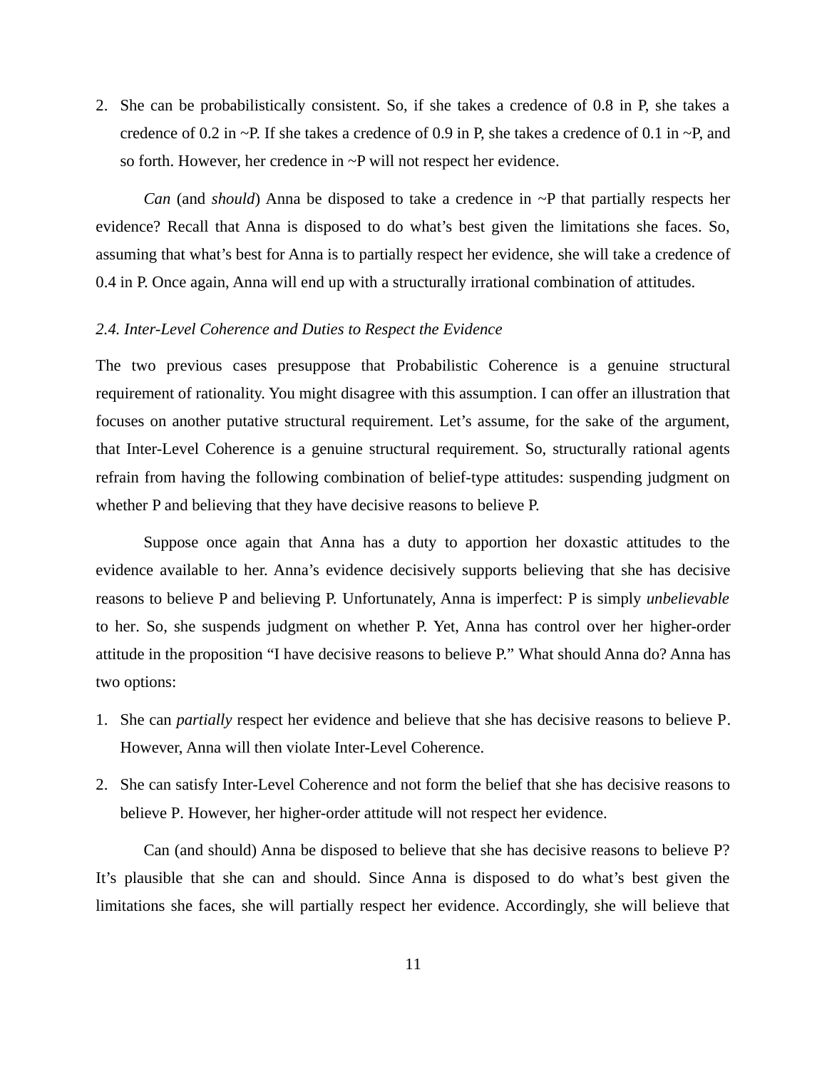2. She can be probabilistically consistent. So, if she takes a credence of 0.8 in P, she takes a credence of 0.2 in ~P. If she takes a credence of 0.9 in P, she takes a credence of 0.1 in ~P, and so forth. However, her credence in ~P will not respect her evidence.

*Can* (and *should*) Anna be disposed to take a credence in ~P that partially respects her evidence? Recall that Anna is disposed to do what's best given the limitations she faces. So, assuming that what's best for Anna is to partially respect her evidence, she will take a credence of 0.4 in P. Once again, Anna will end up with a structurally irrational combination of attitudes.

### *2.4. Inter-Level Coherence and Duties to Respect the Evidence*

The two previous cases presuppose that Probabilistic Coherence is a genuine structural requirement of rationality. You might disagree with this assumption. I can offer an illustration that focuses on another putative structural requirement. Let's assume, for the sake of the argument, that Inter-Level Coherence is a genuine structural requirement. So, structurally rational agents refrain from having the following combination of belief-type attitudes: suspending judgment on whether P and believing that they have decisive reasons to believe P.

Suppose once again that Anna has a duty to apportion her doxastic attitudes to the evidence available to her. Anna's evidence decisively supports believing that she has decisive reasons to believe P and believing P. Unfortunately, Anna is imperfect: P is simply *unbelievable* to her. So, she suspends judgment on whether P. Yet, Anna has control over her higher-order attitude in the proposition "I have decisive reasons to believe P." What should Anna do? Anna has two options:

1. She can *partially* respect her evidence and believe that she has decisive reasons to believe P. However, Anna will then violate Inter-Level Coherence.
2. She can satisfy Inter-Level Coherence and not form the belief that she has decisive reasons to believe P. However, her higher-order attitude will not respect her evidence.

Can (and should) Anna be disposed to believe that she has decisive reasons to believe P? It's plausible that she can and should. Since Anna is disposed to do what's best given the limitations she faces, she will partially respect her evidence. Accordingly, she will believe that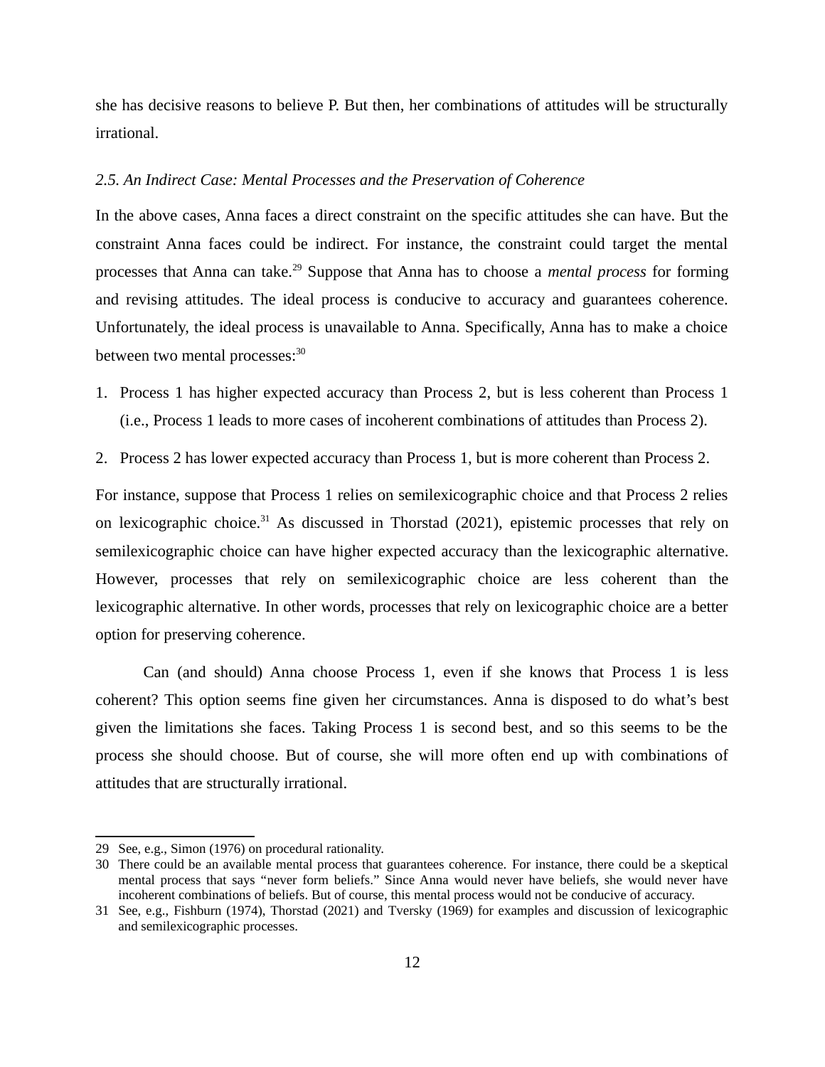she has decisive reasons to believe P. But then, her combinations of attitudes will be structurally irrational.

### *2.5. An Indirect Case: Mental Processes and the Preservation of Coherence*

In the above cases, Anna faces a direct constraint on the specific attitudes she can have. But the constraint Anna faces could be indirect. For instance, the constraint could target the mental processes that Anna can take.[29] Suppose that Anna has to choose a *mental process* for forming and revising attitudes. The ideal process is conducive to accuracy and guarantees coherence. Unfortunately, the ideal process is unavailable to Anna. Specifically, Anna has to make a choice between two mental processes:[30]

1. Process 1 has higher expected accuracy than Process 2, but is less coherent than Process 1 (i.e., Process 1 leads to more cases of incoherent combinations of attitudes than Process 2).
2. Process 2 has lower expected accuracy than Process 1, but is more coherent than Process 2.

For instance, suppose that Process 1 relies on semilexicographic choice and that Process 2 relies on lexicographic choice.[31] As discussed in Thorstad (2021), epistemic processes that rely on semilexicographic choice can have higher expected accuracy than the lexicographic alternative. However, processes that rely on semilexicographic choice are less coherent than the lexicographic alternative. In other words, processes that rely on lexicographic choice are a better option for preserving coherence.

Can (and should) Anna choose Process 1, even if she knows that Process 1 is less coherent? This option seems fine given her circumstances. Anna is disposed to do what's best given the limitations she faces. Taking Process 1 is second best, and so this seems to be the process she should choose. But of course, she will more often end up with combinations of attitudes that are structurally irrational.

---

29 See, e.g., Simon (1976) on procedural rationality.

30 There could be an available mental process that guarantees coherence. For instance, there could be a skeptical mental process that says "never form beliefs." Since Anna would never have beliefs, she would never have incoherent combinations of beliefs. But of course, this mental process would not be conducive of accuracy.

31 See, e.g., Fishburn (1974), Thorstad (2021) and Tversky (1969) for examples and discussion of lexicographic and semilexicographic processes.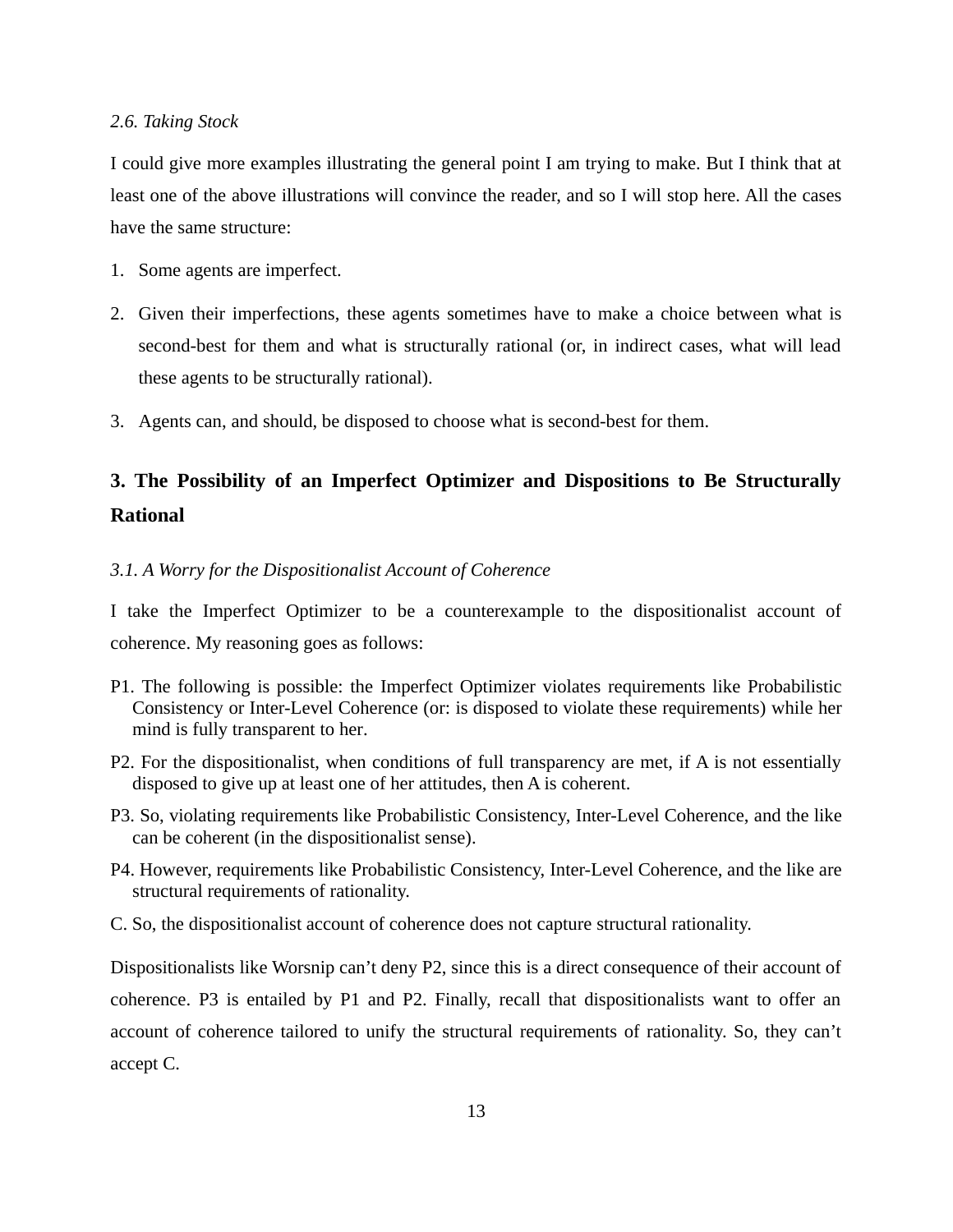### *2.6. Taking Stock*

I could give more examples illustrating the general point I am trying to make. But I think that at least one of the above illustrations will convince the reader, and so I will stop here. All the cases have the same structure:

1. Some agents are imperfect.
2. Given their imperfections, these agents sometimes have to make a choice between what is second-best for them and what is structurally rational (or, in indirect cases, what will lead these agents to be structurally rational).
3. Agents can, and should, be disposed to choose what is second-best for them.

## 3. The Possibility of an Imperfect Optimizer and Dispositions to Be Structurally Rational

### *3.1. A Worry for the Dispositionalist Account of Coherence*

I take the Imperfect Optimizer to be a counterexample to the dispositionalist account of coherence. My reasoning goes as follows:

P1. The following is possible: the Imperfect Optimizer violates requirements like Probabilistic Consistency or Inter-Level Coherence (or: is disposed to violate these requirements) while her mind is fully transparent to her.

P2. For the dispositionalist, when conditions of full transparency are met, if A is not essentially disposed to give up at least one of her attitudes, then A is coherent.

P3. So, violating requirements like Probabilistic Consistency, Inter-Level Coherence, and the like can be coherent (in the dispositionalist sense).

P4. However, requirements like Probabilistic Consistency, Inter-Level Coherence, and the like are structural requirements of rationality.

C. So, the dispositionalist account of coherence does not capture structural rationality.

Dispositionalists like Worsnip can't deny P2, since this is a direct consequence of their account of coherence. P3 is entailed by P1 and P2. Finally, recall that dispositionalists want to offer an account of coherence tailored to unify the structural requirements of rationality. So, they can't accept C.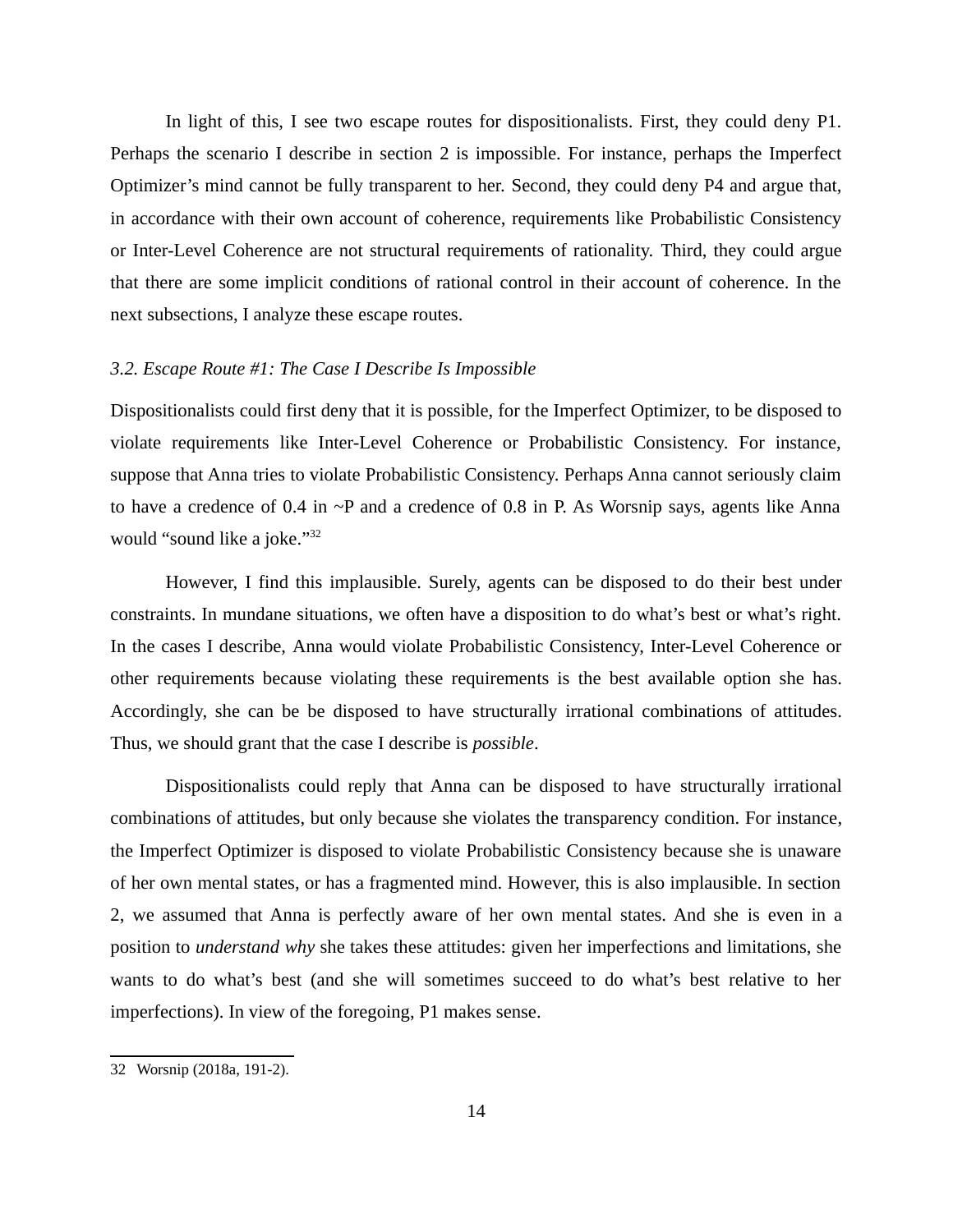In light of this, I see two escape routes for dispositionalists. First, they could deny P1. Perhaps the scenario I describe in section 2 is impossible. For instance, perhaps the Imperfect Optimizer's mind cannot be fully transparent to her. Second, they could deny P4 and argue that, in accordance with their own account of coherence, requirements like Probabilistic Consistency or Inter-Level Coherence are not structural requirements of rationality. Third, they could argue that there are some implicit conditions of rational control in their account of coherence. In the next subsections, I analyze these escape routes.

### *3.2. Escape Route #1: The Case I Describe Is Impossible*

Dispositionalists could first deny that it is possible, for the Imperfect Optimizer, to be disposed to violate requirements like Inter-Level Coherence or Probabilistic Consistency. For instance, suppose that Anna tries to violate Probabilistic Consistency. Perhaps Anna cannot seriously claim to have a credence of 0.4 in ~P and a credence of 0.8 in P. As Worsnip says, agents like Anna would "sound like a joke."[32]

However, I find this implausible. Surely, agents can be disposed to do their best under constraints. In mundane situations, we often have a disposition to do what's best or what's right. In the cases I describe, Anna would violate Probabilistic Consistency, Inter-Level Coherence or other requirements because violating these requirements is the best available option she has. Accordingly, she can be be disposed to have structurally irrational combinations of attitudes. Thus, we should grant that the case I describe is *possible*.

Dispositionalists could reply that Anna can be disposed to have structurally irrational combinations of attitudes, but only because she violates the transparency condition. For instance, the Imperfect Optimizer is disposed to violate Probabilistic Consistency because she is unaware of her own mental states, or has a fragmented mind. However, this is also implausible. In section 2, we assumed that Anna is perfectly aware of her own mental states. And she is even in a position to *understand why* she takes these attitudes: given her imperfections and limitations, she wants to do what's best (and she will sometimes succeed to do what's best relative to her imperfections). In view of the foregoing, P1 makes sense.

---

32 Worsnip (2018a, 191-2).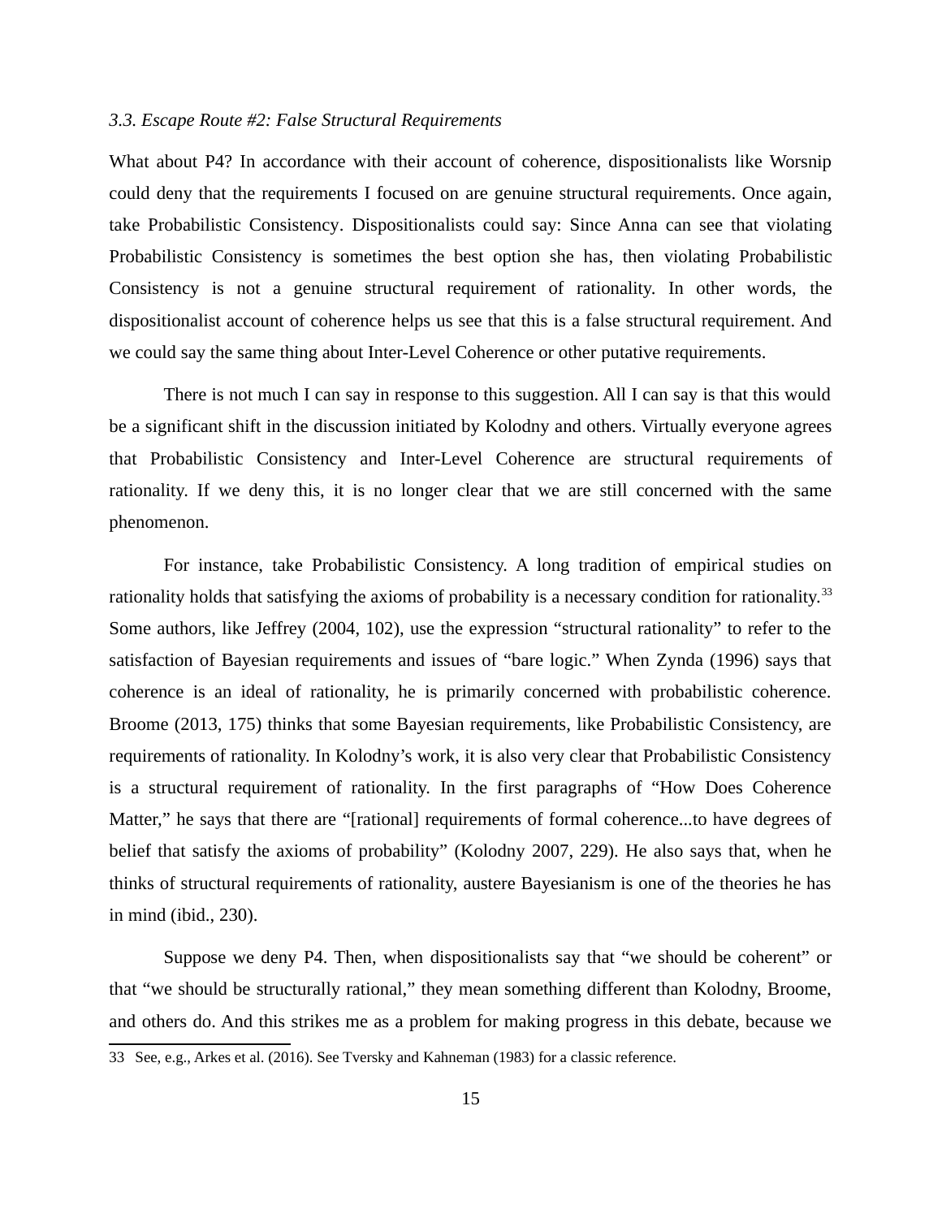### *3.3. Escape Route #2: False Structural Requirements*

What about P4? In accordance with their account of coherence, dispositionalists like Worsnip could deny that the requirements I focused on are genuine structural requirements. Once again, take Probabilistic Consistency. Dispositionalists could say: Since Anna can see that violating Probabilistic Consistency is sometimes the best option she has, then violating Probabilistic Consistency is not a genuine structural requirement of rationality. In other words, the dispositionalist account of coherence helps us see that this is a false structural requirement. And we could say the same thing about Inter-Level Coherence or other putative requirements.

There is not much I can say in response to this suggestion. All I can say is that this would be a significant shift in the discussion initiated by Kolodny and others. Virtually everyone agrees that Probabilistic Consistency and Inter-Level Coherence are structural requirements of rationality. If we deny this, it is no longer clear that we are still concerned with the same phenomenon.

For instance, take Probabilistic Consistency. A long tradition of empirical studies on rationality holds that satisfying the axioms of probability is a necessary condition for rationality.[33] Some authors, like Jeffrey (2004, 102), use the expression "structural rationality" to refer to the satisfaction of Bayesian requirements and issues of "bare logic." When Zynda (1996) says that coherence is an ideal of rationality, he is primarily concerned with probabilistic coherence. Broome (2013, 175) thinks that some Bayesian requirements, like Probabilistic Consistency, are requirements of rationality. In Kolodny's work, it is also very clear that Probabilistic Consistency is a structural requirement of rationality. In the first paragraphs of "How Does Coherence Matter," he says that there are "[rational] requirements of formal coherence...to have degrees of belief that satisfy the axioms of probability" (Kolodny 2007, 229). He also says that, when he thinks of structural requirements of rationality, austere Bayesianism is one of the theories he has in mind (ibid., 230).

Suppose we deny P4. Then, when dispositionalists say that "we should be coherent" or that "we should be structurally rational," they mean something different than Kolodny, Broome, and others do. And this strikes me as a problem for making progress in this debate, because we

33 See, e.g., Arkes et al. (2016). See Tversky and Kahneman (1983) for a classic reference.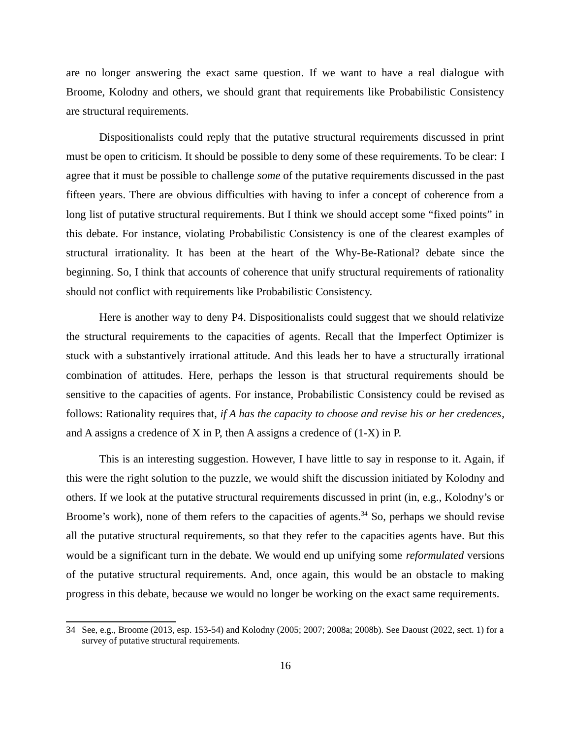are no longer answering the exact same question. If we want to have a real dialogue with Broome, Kolodny and others, we should grant that requirements like Probabilistic Consistency are structural requirements.

Dispositionalists could reply that the putative structural requirements discussed in print must be open to criticism. It should be possible to deny some of these requirements. To be clear: I agree that it must be possible to challenge *some* of the putative requirements discussed in the past fifteen years. There are obvious difficulties with having to infer a concept of coherence from a long list of putative structural requirements. But I think we should accept some "fixed points" in this debate. For instance, violating Probabilistic Consistency is one of the clearest examples of structural irrationality. It has been at the heart of the Why-Be-Rational? debate since the beginning. So, I think that accounts of coherence that unify structural requirements of rationality should not conflict with requirements like Probabilistic Consistency.

Here is another way to deny P4. Dispositionalists could suggest that we should relativize the structural requirements to the capacities of agents. Recall that the Imperfect Optimizer is stuck with a substantively irrational attitude. And this leads her to have a structurally irrational combination of attitudes. Here, perhaps the lesson is that structural requirements should be sensitive to the capacities of agents. For instance, Probabilistic Consistency could be revised as follows: Rationality requires that, *if A has the capacity to choose and revise his or her credences*, and A assigns a credence of X in P, then A assigns a credence of (1-X) in P.

This is an interesting suggestion. However, I have little to say in response to it. Again, if this were the right solution to the puzzle, we would shift the discussion initiated by Kolodny and others. If we look at the putative structural requirements discussed in print (in, e.g., Kolodny's or Broome's work), none of them refers to the capacities of agents.[34] So, perhaps we should revise all the putative structural requirements, so that they refer to the capacities agents have. But this would be a significant turn in the debate. We would end up unifying some *reformulated* versions of the putative structural requirements. And, once again, this would be an obstacle to making progress in this debate, because we would no longer be working on the exact same requirements.

34 See, e.g., Broome (2013, esp. 153-54) and Kolodny (2005; 2007; 2008a; 2008b). See Daoust (2022, sect. 1) for a survey of putative structural requirements.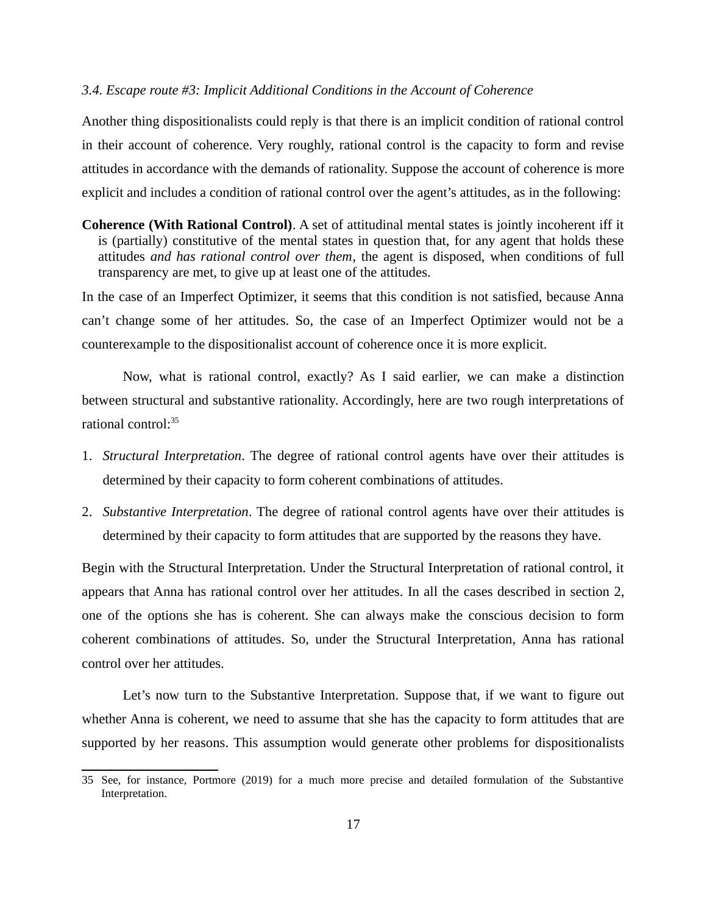### *3.4. Escape route #3: Implicit Additional Conditions in the Account of Coherence*

Another thing dispositionalists could reply is that there is an implicit condition of rational control in their account of coherence. Very roughly, rational control is the capacity to form and revise attitudes in accordance with the demands of rationality. Suppose the account of coherence is more explicit and includes a condition of rational control over the agent's attitudes, as in the following:

**Coherence (With Rational Control)**. A set of attitudinal mental states is jointly incoherent iff it is (partially) constitutive of the mental states in question that, for any agent that holds these attitudes *and has rational control over them*, the agent is disposed, when conditions of full transparency are met, to give up at least one of the attitudes.

In the case of an Imperfect Optimizer, it seems that this condition is not satisfied, because Anna can't change some of her attitudes. So, the case of an Imperfect Optimizer would not be a counterexample to the dispositionalist account of coherence once it is more explicit.

Now, what is rational control, exactly? As I said earlier, we can make a distinction between structural and substantive rationality. Accordingly, here are two rough interpretations of rational control:[35]

1. *Structural Interpretation*. The degree of rational control agents have over their attitudes is determined by their capacity to form coherent combinations of attitudes.
2. *Substantive Interpretation*. The degree of rational control agents have over their attitudes is determined by their capacity to form attitudes that are supported by the reasons they have.

Begin with the Structural Interpretation. Under the Structural Interpretation of rational control, it appears that Anna has rational control over her attitudes. In all the cases described in section 2, one of the options she has is coherent. She can always make the conscious decision to form coherent combinations of attitudes. So, under the Structural Interpretation, Anna has rational control over her attitudes.

Let's now turn to the Substantive Interpretation. Suppose that, if we want to figure out whether Anna is coherent, we need to assume that she has the capacity to form attitudes that are supported by her reasons. This assumption would generate other problems for dispositionalists

---

35 See, for instance, Portmore (2019) for a much more precise and detailed formulation of the Substantive Interpretation.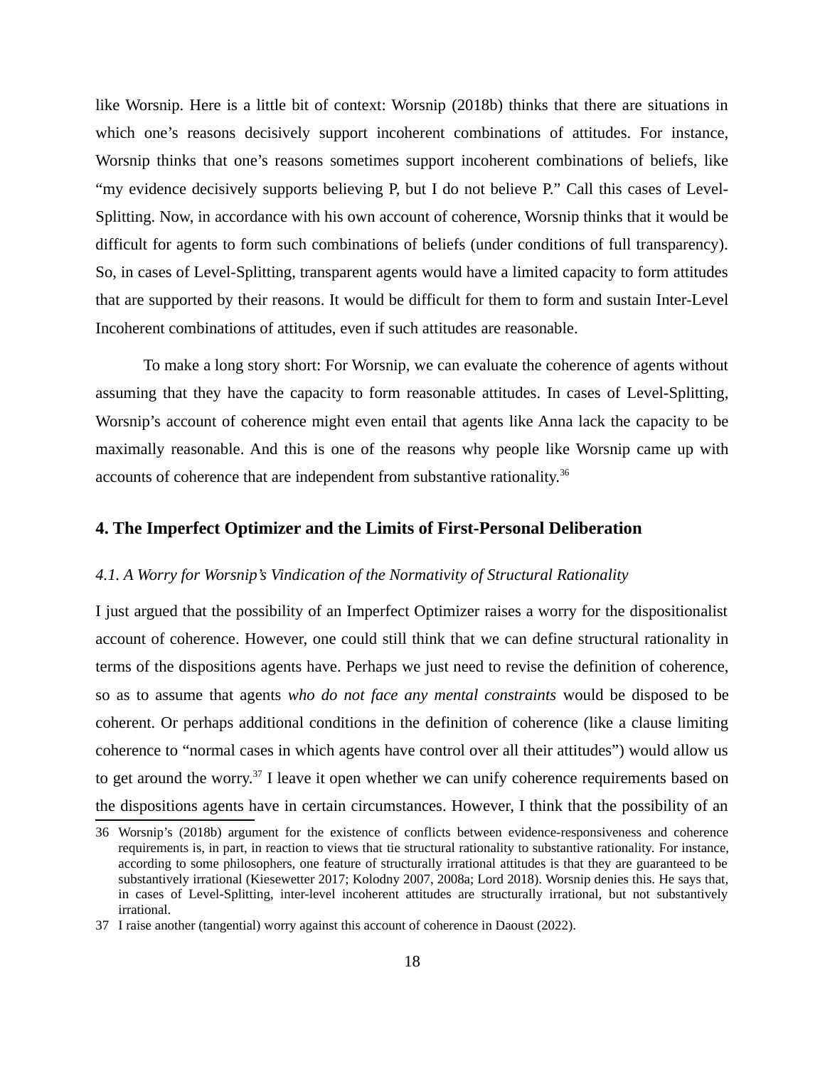like Worsnip. Here is a little bit of context: Worsnip (2018b) thinks that there are situations in which one's reasons decisively support incoherent combinations of attitudes. For instance, Worsnip thinks that one's reasons sometimes support incoherent combinations of beliefs, like "my evidence decisively supports believing P, but I do not believe P." Call this cases of Level-Splitting. Now, in accordance with his own account of coherence, Worsnip thinks that it would be difficult for agents to form such combinations of beliefs (under conditions of full transparency). So, in cases of Level-Splitting, transparent agents would have a limited capacity to form attitudes that are supported by their reasons. It would be difficult for them to form and sustain Inter-Level Incoherent combinations of attitudes, even if such attitudes are reasonable.

To make a long story short: For Worsnip, we can evaluate the coherence of agents without assuming that they have the capacity to form reasonable attitudes. In cases of Level-Splitting, Worsnip's account of coherence might even entail that agents like Anna lack the capacity to be maximally reasonable. And this is one of the reasons why people like Worsnip came up with accounts of coherence that are independent from substantive rationality.[36]

## 4. The Imperfect Optimizer and the Limits of First-Personal Deliberation

### *4.1. A Worry for Worsnip's Vindication of the Normativity of Structural Rationality*

I just argued that the possibility of an Imperfect Optimizer raises a worry for the dispositionalist account of coherence. However, one could still think that we can define structural rationality in terms of the dispositions agents have. Perhaps we just need to revise the definition of coherence, so as to assume that agents *who do not face any mental constraints* would be disposed to be coherent. Or perhaps additional conditions in the definition of coherence (like a clause limiting coherence to "normal cases in which agents have control over all their attitudes") would allow us to get around the worry.[37] I leave it open whether we can unify coherence requirements based on the dispositions agents have in certain circumstances. However, I think that the possibility of an

---

36 Worsnip's (2018b) argument for the existence of conflicts between evidence-responsiveness and coherence requirements is, in part, in reaction to views that tie structural rationality to substantive rationality. For instance, according to some philosophers, one feature of structurally irrational attitudes is that they are guaranteed to be substantively irrational (Kiesewetter 2017; Kolodny 2007, 2008a; Lord 2018). Worsnip denies this. He says that, in cases of Level-Splitting, inter-level incoherent attitudes are structurally irrational, but not substantively irrational.

37 I raise another (tangential) worry against this account of coherence in Daoust (2022).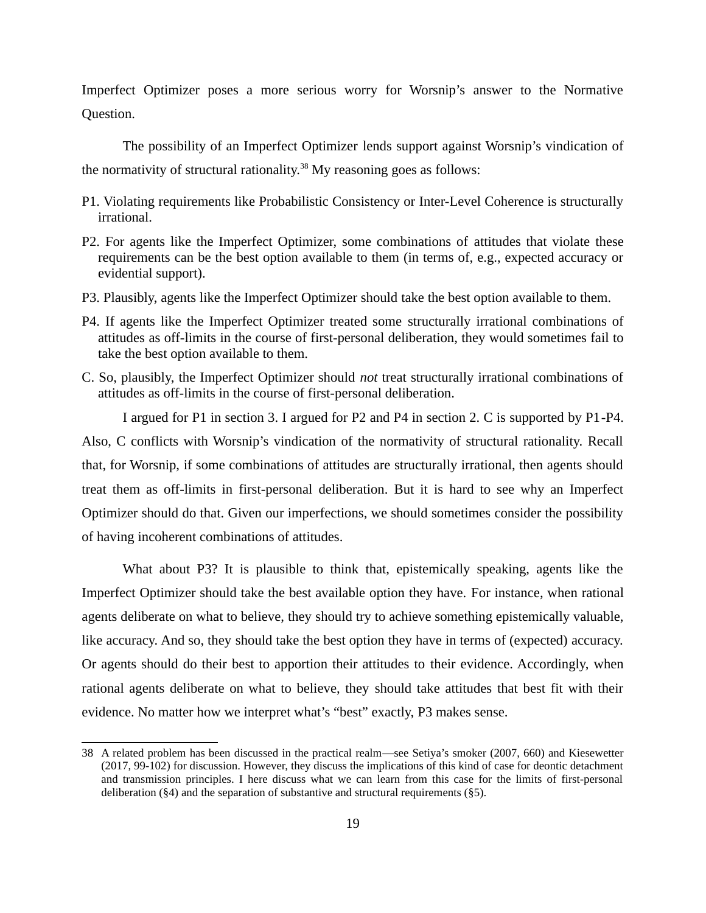Imperfect Optimizer poses a more serious worry for Worsnip's answer to the Normative Question.

The possibility of an Imperfect Optimizer lends support against Worsnip's vindication of the normativity of structural rationality.[38] My reasoning goes as follows:

P1. Violating requirements like Probabilistic Consistency or Inter-Level Coherence is structurally irrational.

P2. For agents like the Imperfect Optimizer, some combinations of attitudes that violate these requirements can be the best option available to them (in terms of, e.g., expected accuracy or evidential support).

P3. Plausibly, agents like the Imperfect Optimizer should take the best option available to them.

P4. If agents like the Imperfect Optimizer treated some structurally irrational combinations of attitudes as off-limits in the course of first-personal deliberation, they would sometimes fail to take the best option available to them.

C. So, plausibly, the Imperfect Optimizer should *not* treat structurally irrational combinations of attitudes as off-limits in the course of first-personal deliberation.

I argued for P1 in section 3. I argued for P2 and P4 in section 2. C is supported by P1-P4. Also, C conflicts with Worsnip's vindication of the normativity of structural rationality. Recall that, for Worsnip, if some combinations of attitudes are structurally irrational, then agents should treat them as off-limits in first-personal deliberation. But it is hard to see why an Imperfect Optimizer should do that. Given our imperfections, we should sometimes consider the possibility of having incoherent combinations of attitudes.

What about P3? It is plausible to think that, epistemically speaking, agents like the Imperfect Optimizer should take the best available option they have. For instance, when rational agents deliberate on what to believe, they should try to achieve something epistemically valuable, like accuracy. And so, they should take the best option they have in terms of (expected) accuracy. Or agents should do their best to apportion their attitudes to their evidence. Accordingly, when rational agents deliberate on what to believe, they should take attitudes that best fit with their evidence. No matter how we interpret what's "best" exactly, P3 makes sense.

38 A related problem has been discussed in the practical realm—see Setiya's smoker (2007, 660) and Kiesewetter (2017, 99-102) for discussion. However, they discuss the implications of this kind of case for deontic detachment and transmission principles. I here discuss what we can learn from this case for the limits of first-personal deliberation (§4) and the separation of substantive and structural requirements (§5).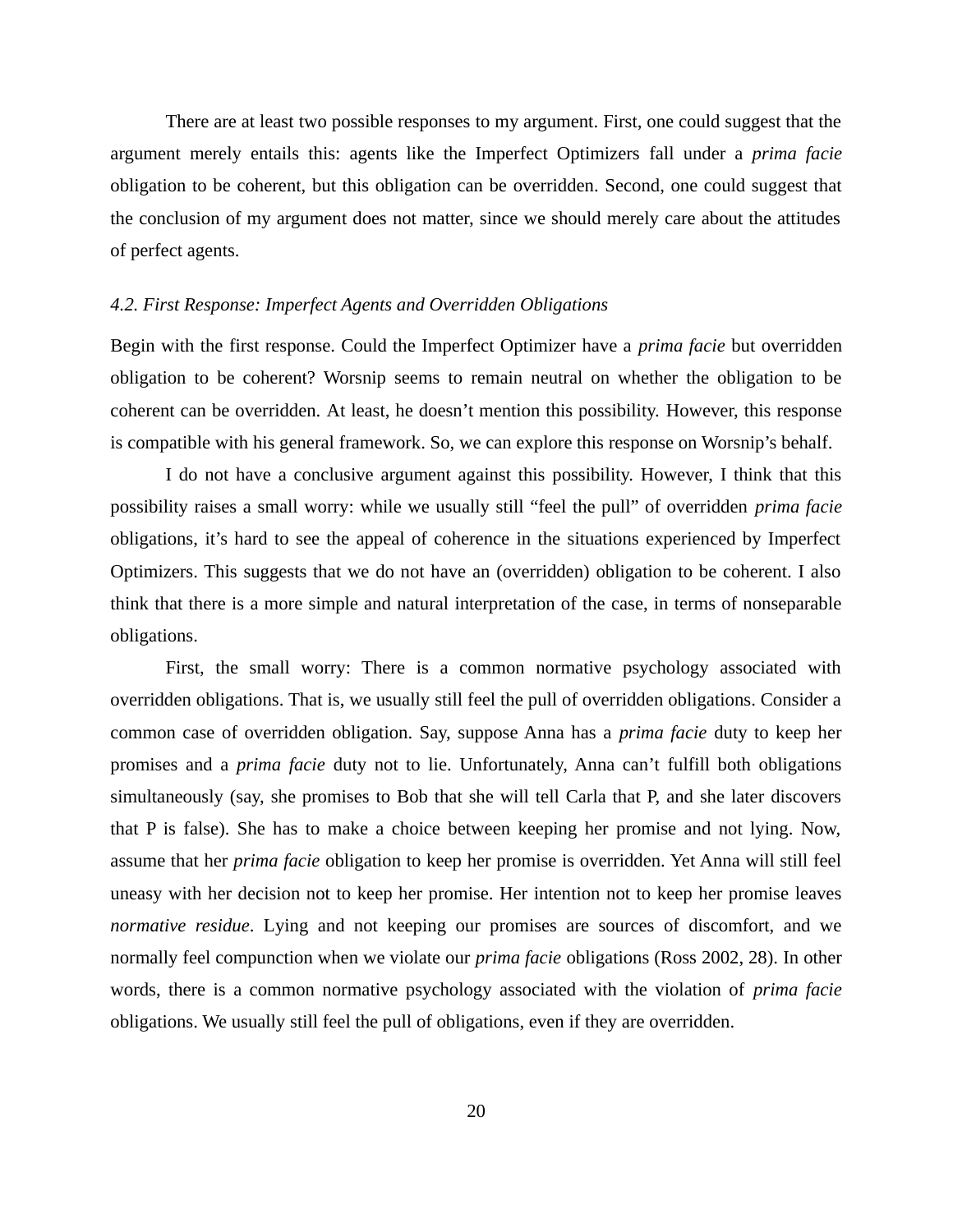There are at least two possible responses to my argument. First, one could suggest that the argument merely entails this: agents like the Imperfect Optimizers fall under a *prima facie* obligation to be coherent, but this obligation can be overridden. Second, one could suggest that the conclusion of my argument does not matter, since we should merely care about the attitudes of perfect agents.

### *4.2. First Response: Imperfect Agents and Overridden Obligations*

Begin with the first response. Could the Imperfect Optimizer have a *prima facie* but overridden obligation to be coherent? Worsnip seems to remain neutral on whether the obligation to be coherent can be overridden. At least, he doesn't mention this possibility. However, this response is compatible with his general framework. So, we can explore this response on Worsnip's behalf.

I do not have a conclusive argument against this possibility. However, I think that this possibility raises a small worry: while we usually still "feel the pull" of overridden *prima facie* obligations, it's hard to see the appeal of coherence in the situations experienced by Imperfect Optimizers. This suggests that we do not have an (overridden) obligation to be coherent. I also think that there is a more simple and natural interpretation of the case, in terms of nonseparable obligations.

First, the small worry: There is a common normative psychology associated with overridden obligations. That is, we usually still feel the pull of overridden obligations. Consider a common case of overridden obligation. Say, suppose Anna has a *prima facie* duty to keep her promises and a *prima facie* duty not to lie. Unfortunately, Anna can't fulfill both obligations simultaneously (say, she promises to Bob that she will tell Carla that P, and she later discovers that P is false). She has to make a choice between keeping her promise and not lying. Now, assume that her *prima facie* obligation to keep her promise is overridden. Yet Anna will still feel uneasy with her decision not to keep her promise. Her intention not to keep her promise leaves *normative residue*. Lying and not keeping our promises are sources of discomfort, and we normally feel compunction when we violate our *prima facie* obligations (Ross 2002, 28). In other words, there is a common normative psychology associated with the violation of *prima facie* obligations. We usually still feel the pull of obligations, even if they are overridden.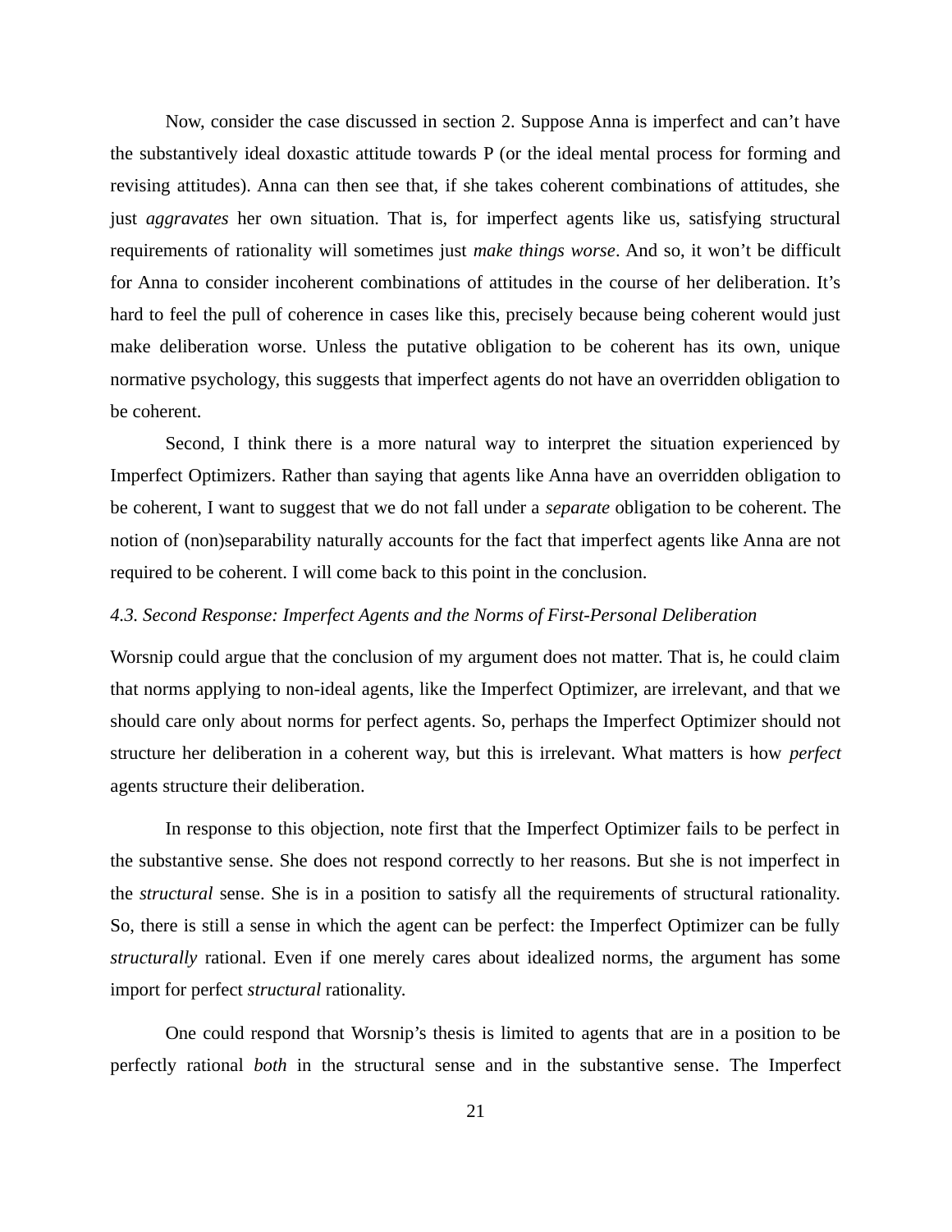Now, consider the case discussed in section 2. Suppose Anna is imperfect and can't have the substantively ideal doxastic attitude towards P (or the ideal mental process for forming and revising attitudes). Anna can then see that, if she takes coherent combinations of attitudes, she just *aggravates* her own situation. That is, for imperfect agents like us, satisfying structural requirements of rationality will sometimes just *make things worse*. And so, it won't be difficult for Anna to consider incoherent combinations of attitudes in the course of her deliberation. It's hard to feel the pull of coherence in cases like this, precisely because being coherent would just make deliberation worse. Unless the putative obligation to be coherent has its own, unique normative psychology, this suggests that imperfect agents do not have an overridden obligation to be coherent.

Second, I think there is a more natural way to interpret the situation experienced by Imperfect Optimizers. Rather than saying that agents like Anna have an overridden obligation to be coherent, I want to suggest that we do not fall under a *separate* obligation to be coherent. The notion of (non)separability naturally accounts for the fact that imperfect agents like Anna are not required to be coherent. I will come back to this point in the conclusion.

*4.3. Second Response: Imperfect Agents and the Norms of First-Personal Deliberation*

Worsnip could argue that the conclusion of my argument does not matter. That is, he could claim that norms applying to non-ideal agents, like the Imperfect Optimizer, are irrelevant, and that we should care only about norms for perfect agents. So, perhaps the Imperfect Optimizer should not structure her deliberation in a coherent way, but this is irrelevant. What matters is how *perfect* agents structure their deliberation.

In response to this objection, note first that the Imperfect Optimizer fails to be perfect in the substantive sense. She does not respond correctly to her reasons. But she is not imperfect in the *structural* sense. She is in a position to satisfy all the requirements of structural rationality. So, there is still a sense in which the agent can be perfect: the Imperfect Optimizer can be fully *structurally* rational. Even if one merely cares about idealized norms, the argument has some import for perfect *structural* rationality.

One could respond that Worsnip's thesis is limited to agents that are in a position to be perfectly rational *both* in the structural sense and in the substantive sense. The Imperfect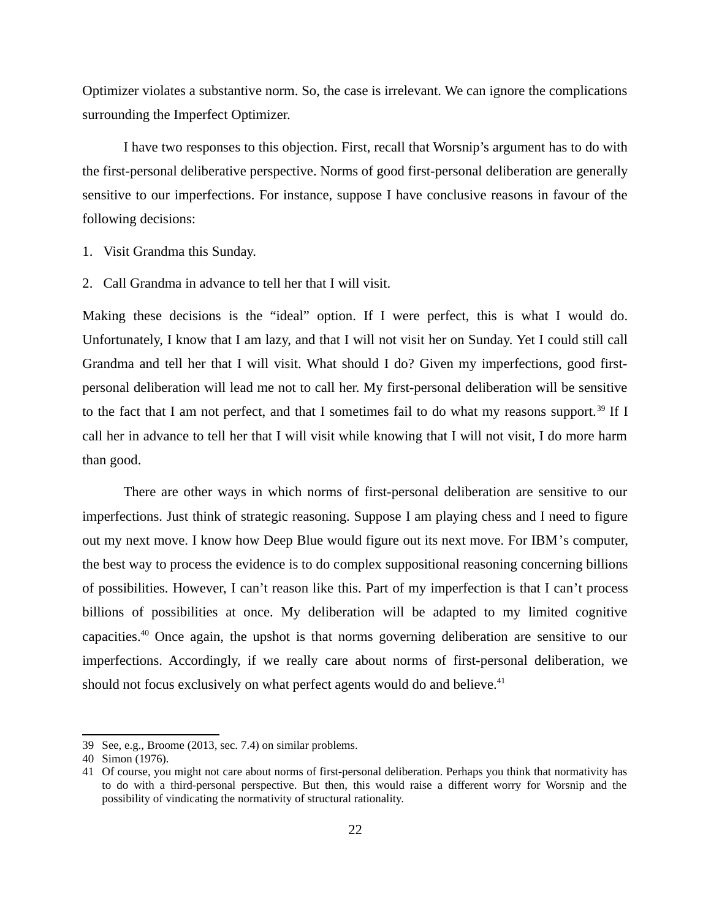Optimizer violates a substantive norm. So, the case is irrelevant. We can ignore the complications surrounding the Imperfect Optimizer.

I have two responses to this objection. First, recall that Worsnip's argument has to do with the first-personal deliberative perspective. Norms of good first-personal deliberation are generally sensitive to our imperfections. For instance, suppose I have conclusive reasons in favour of the following decisions:

1. Visit Grandma this Sunday.
2. Call Grandma in advance to tell her that I will visit.

Making these decisions is the "ideal" option. If I were perfect, this is what I would do. Unfortunately, I know that I am lazy, and that I will not visit her on Sunday. Yet I could still call Grandma and tell her that I will visit. What should I do? Given my imperfections, good first-personal deliberation will lead me not to call her. My first-personal deliberation will be sensitive to the fact that I am not perfect, and that I sometimes fail to do what my reasons support.[39] If I call her in advance to tell her that I will visit while knowing that I will not visit, I do more harm than good.

There are other ways in which norms of first-personal deliberation are sensitive to our imperfections. Just think of strategic reasoning. Suppose I am playing chess and I need to figure out my next move. I know how Deep Blue would figure out its next move. For IBM's computer, the best way to process the evidence is to do complex suppositional reasoning concerning billions of possibilities. However, I can't reason like this. Part of my imperfection is that I can't process billions of possibilities at once. My deliberation will be adapted to my limited cognitive capacities.[40] Once again, the upshot is that norms governing deliberation are sensitive to our imperfections. Accordingly, if we really care about norms of first-personal deliberation, we should not focus exclusively on what perfect agents would do and believe.[41]

---

39 See, e.g., Broome (2013, sec. 7.4) on similar problems.

40 Simon (1976).

41 Of course, you might not care about norms of first-personal deliberation. Perhaps you think that normativity has to do with a third-personal perspective. But then, this would raise a different worry for Worsnip and the possibility of vindicating the normativity of structural rationality.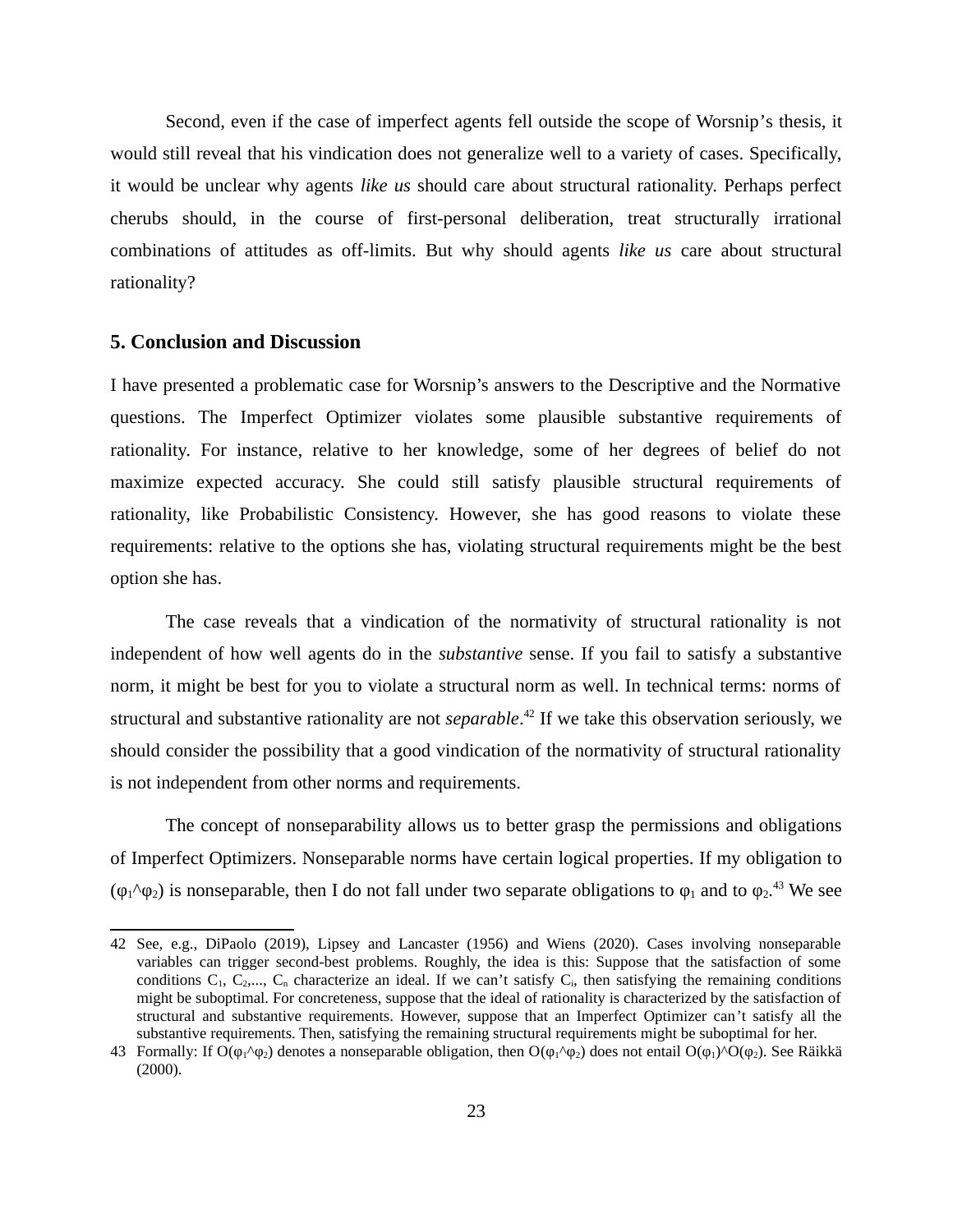Second, even if the case of imperfect agents fell outside the scope of Worsnip's thesis, it would still reveal that his vindication does not generalize well to a variety of cases. Specifically, it would be unclear why agents *like us* should care about structural rationality. Perhaps perfect cherubs should, in the course of first-personal deliberation, treat structurally irrational combinations of attitudes as off-limits. But why should agents *like us* care about structural rationality?

## 5. Conclusion and Discussion

I have presented a problematic case for Worsnip's answers to the Descriptive and the Normative questions. The Imperfect Optimizer violates some plausible substantive requirements of rationality. For instance, relative to her knowledge, some of her degrees of belief do not maximize expected accuracy. She could still satisfy plausible structural requirements of rationality, like Probabilistic Consistency. However, she has good reasons to violate these requirements: relative to the options she has, violating structural requirements might be the best option she has.

The case reveals that a vindication of the normativity of structural rationality is not independent of how well agents do in the *substantive* sense. If you fail to satisfy a substantive norm, it might be best for you to violate a structural norm as well. In technical terms: norms of structural and substantive rationality are not *separable*.[42] If we take this observation seriously, we should consider the possibility that a good vindication of the normativity of structural rationality is not independent from other norms and requirements.

The concept of nonseparability allows us to better grasp the permissions and obligations of Imperfect Optimizers. Nonseparable norms have certain logical properties. If my obligation to $(\varphi_1 \wedge \varphi_2)$ is nonseparable, then I do not fall under two separate obligations to $\varphi_1$ and to $\varphi_2$.[43] We see

---

42 See, e.g., DiPaolo (2019), Lipsey and Lancaster (1956) and Wiens (2020). Cases involving nonseparable variables can trigger second-best problems. Roughly, the idea is this: Suppose that the satisfaction of some conditions $C_1, C_2, \ldots, C_n$ characterize an ideal. If we can't satisfy $C_i$, then satisfying the remaining conditions might be suboptimal. For concreteness, suppose that the ideal of rationality is characterized by the satisfaction of structural and substantive requirements. However, suppose that an Imperfect Optimizer can't satisfy all the substantive requirements. Then, satisfying the remaining structural requirements might be suboptimal for her.

43 Formally: If $O(\varphi_1 \wedge \varphi_2)$ denotes a nonseparable obligation, then $O(\varphi_1 \wedge \varphi_2)$ does not entail $O(\varphi_1) \wedge O(\varphi_2)$. See Räikkä (2000).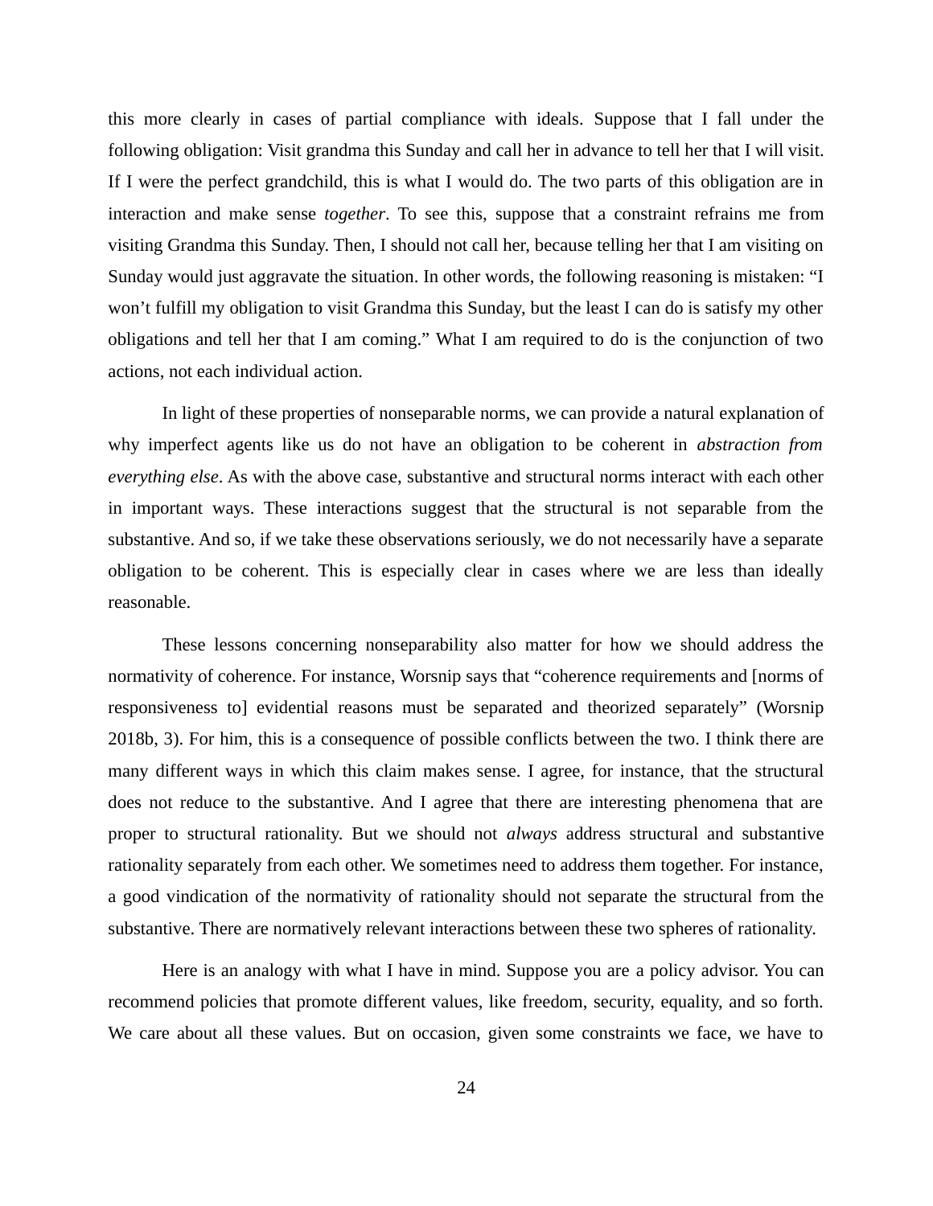this more clearly in cases of partial compliance with ideals. Suppose that I fall under the following obligation: Visit grandma this Sunday and call her in advance to tell her that I will visit. If I were the perfect grandchild, this is what I would do. The two parts of this obligation are in interaction and make sense *together*. To see this, suppose that a constraint refrains me from visiting Grandma this Sunday. Then, I should not call her, because telling her that I am visiting on Sunday would just aggravate the situation. In other words, the following reasoning is mistaken: "I won't fulfill my obligation to visit Grandma this Sunday, but the least I can do is satisfy my other obligations and tell her that I am coming." What I am required to do is the conjunction of two actions, not each individual action.

In light of these properties of nonseparable norms, we can provide a natural explanation of why imperfect agents like us do not have an obligation to be coherent in *abstraction from everything else*. As with the above case, substantive and structural norms interact with each other in important ways. These interactions suggest that the structural is not separable from the substantive. And so, if we take these observations seriously, we do not necessarily have a separate obligation to be coherent. This is especially clear in cases where we are less than ideally reasonable.

These lessons concerning nonseparability also matter for how we should address the normativity of coherence. For instance, Worsnip says that "coherence requirements and [norms of responsiveness to] evidential reasons must be separated and theorized separately" (Worsnip 2018b, 3). For him, this is a consequence of possible conflicts between the two. I think there are many different ways in which this claim makes sense. I agree, for instance, that the structural does not reduce to the substantive. And I agree that there are interesting phenomena that are proper to structural rationality. But we should not *always* address structural and substantive rationality separately from each other. We sometimes need to address them together. For instance, a good vindication of the normativity of rationality should not separate the structural from the substantive. There are normatively relevant interactions between these two spheres of rationality.

Here is an analogy with what I have in mind. Suppose you are a policy advisor. You can recommend policies that promote different values, like freedom, security, equality, and so forth. We care about all these values. But on occasion, given some constraints we face, we have to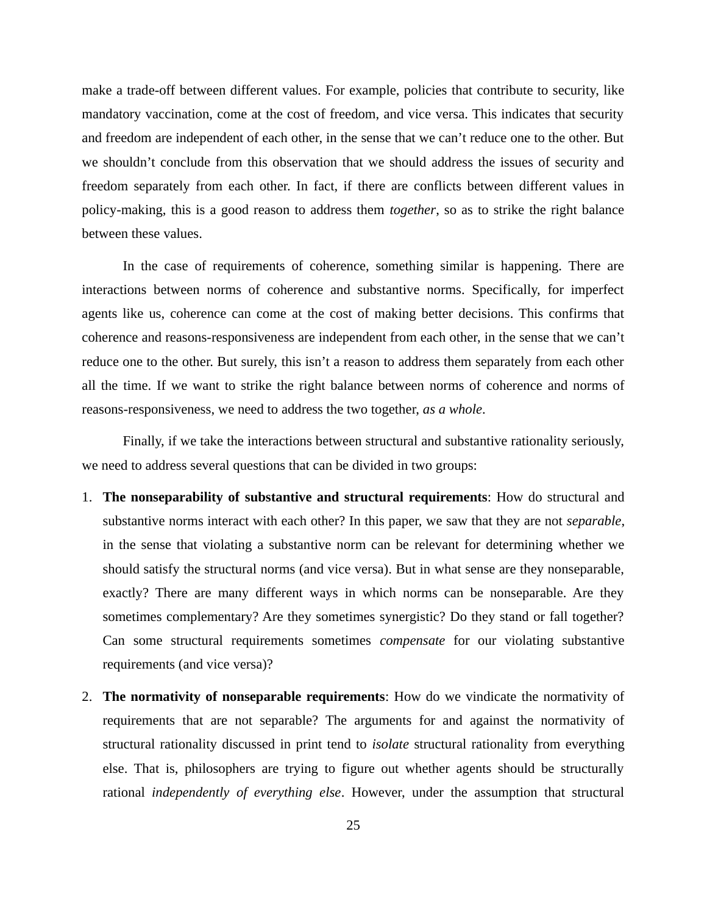make a trade-off between different values. For example, policies that contribute to security, like mandatory vaccination, come at the cost of freedom, and vice versa. This indicates that security and freedom are independent of each other, in the sense that we can't reduce one to the other. But we shouldn't conclude from this observation that we should address the issues of security and freedom separately from each other. In fact, if there are conflicts between different values in policy-making, this is a good reason to address them *together*, so as to strike the right balance between these values.

In the case of requirements of coherence, something similar is happening. There are interactions between norms of coherence and substantive norms. Specifically, for imperfect agents like us, coherence can come at the cost of making better decisions. This confirms that coherence and reasons-responsiveness are independent from each other, in the sense that we can't reduce one to the other. But surely, this isn't a reason to address them separately from each other all the time. If we want to strike the right balance between norms of coherence and norms of reasons-responsiveness, we need to address the two together, *as a whole*.

Finally, if we take the interactions between structural and substantive rationality seriously, we need to address several questions that can be divided in two groups:

1. **The nonseparability of substantive and structural requirements**: How do structural and substantive norms interact with each other? In this paper, we saw that they are not *separable*, in the sense that violating a substantive norm can be relevant for determining whether we should satisfy the structural norms (and vice versa). But in what sense are they nonseparable, exactly? There are many different ways in which norms can be nonseparable. Are they sometimes complementary? Are they sometimes synergistic? Do they stand or fall together? Can some structural requirements sometimes *compensate* for our violating substantive requirements (and vice versa)?
2. **The normativity of nonseparable requirements**: How do we vindicate the normativity of requirements that are not separable? The arguments for and against the normativity of structural rationality discussed in print tend to *isolate* structural rationality from everything else. That is, philosophers are trying to figure out whether agents should be structurally rational *independently of everything else*. However, under the assumption that structural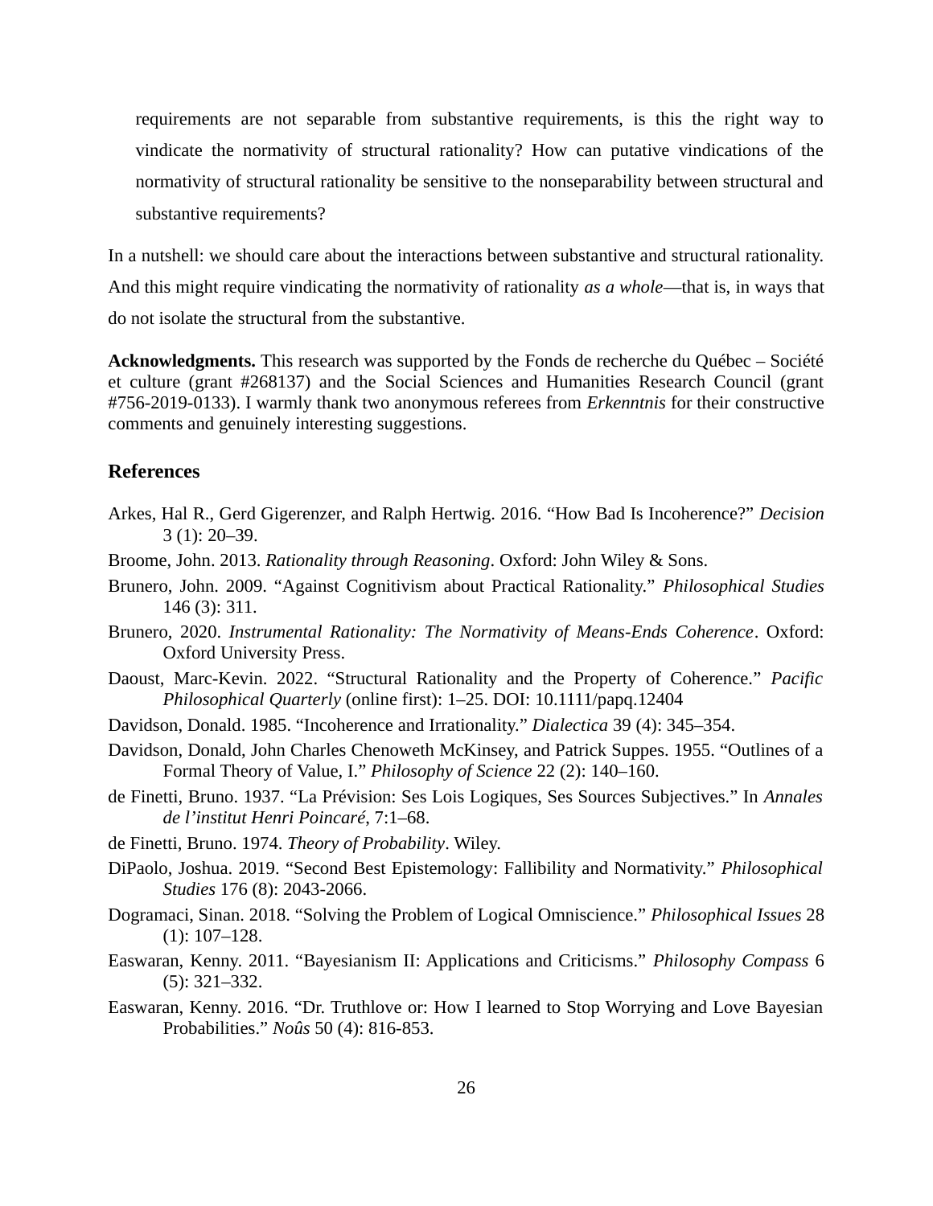requirements are not separable from substantive requirements, is this the right way to vindicate the normativity of structural rationality? How can putative vindications of the normativity of structural rationality be sensitive to the nonseparability between structural and substantive requirements?

In a nutshell: we should care about the interactions between substantive and structural rationality. And this might require vindicating the normativity of rationality *as a whole*—that is, in ways that do not isolate the structural from the substantive.

**Acknowledgments.** This research was supported by the Fonds de recherche du Québec – Société et culture (grant #268137) and the Social Sciences and Humanities Research Council (grant #756-2019-0133). I warmly thank two anonymous referees from *Erkenntnis* for their constructive comments and genuinely interesting suggestions.

## References

Arkes, Hal R., Gerd Gigerenzer, and Ralph Hertwig. 2016. "How Bad Is Incoherence?" *Decision* 3 (1): 20–39.

Broome, John. 2013. *Rationality through Reasoning*. Oxford: John Wiley & Sons.

Brunero, John. 2009. "Against Cognitivism about Practical Rationality." *Philosophical Studies* 146 (3): 311.

Brunero, 2020. *Instrumental Rationality: The Normativity of Means-Ends Coherence*. Oxford: Oxford University Press.

Daoust, Marc-Kevin. 2022. "Structural Rationality and the Property of Coherence." *Pacific Philosophical Quarterly* (online first): 1–25. DOI: 10.1111/papq.12404

Davidson, Donald. 1985. "Incoherence and Irrationality." *Dialectica* 39 (4): 345–354.

Davidson, Donald, John Charles Chenoweth McKinsey, and Patrick Suppes. 1955. "Outlines of a Formal Theory of Value, I." *Philosophy of Science* 22 (2): 140–160.

de Finetti, Bruno. 1937. "La Prévision: Ses Lois Logiques, Ses Sources Subjectives." In *Annales de l'institut Henri Poincaré*, 7:1–68.

de Finetti, Bruno. 1974. *Theory of Probability*. Wiley.

DiPaolo, Joshua. 2019. "Second Best Epistemology: Fallibility and Normativity." *Philosophical Studies* 176 (8): 2043-2066.

Dogramaci, Sinan. 2018. "Solving the Problem of Logical Omniscience." *Philosophical Issues* 28 (1): 107–128.

Easwaran, Kenny. 2011. "Bayesianism II: Applications and Criticisms." *Philosophy Compass* 6 (5): 321–332.

Easwaran, Kenny. 2016. "Dr. Truthlove or: How I learned to Stop Worrying and Love Bayesian Probabilities." *Noûs* 50 (4): 816-853.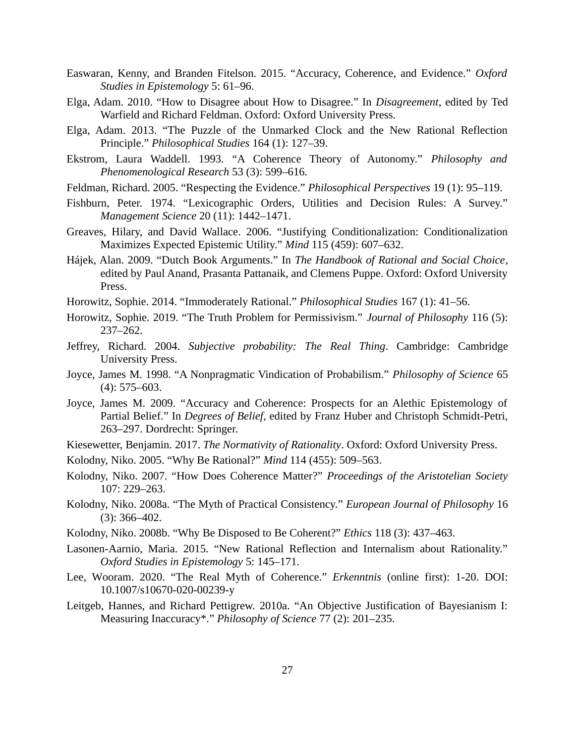Easwaran, Kenny, and Branden Fitelson. 2015. "Accuracy, Coherence, and Evidence." *Oxford Studies in Epistemology* 5: 61–96.

Elga, Adam. 2010. "How to Disagree about How to Disagree." In *Disagreement*, edited by Ted Warfield and Richard Feldman. Oxford: Oxford University Press.

Elga, Adam. 2013. "The Puzzle of the Unmarked Clock and the New Rational Reflection Principle." *Philosophical Studies* 164 (1): 127–39.

Ekstrom, Laura Waddell. 1993. "A Coherence Theory of Autonomy." *Philosophy and Phenomenological Research* 53 (3): 599–616.

Feldman, Richard. 2005. "Respecting the Evidence." *Philosophical Perspectives* 19 (1): 95–119.

Fishburn, Peter. 1974. "Lexicographic Orders, Utilities and Decision Rules: A Survey." *Management Science* 20 (11): 1442–1471.

Greaves, Hilary, and David Wallace. 2006. "Justifying Conditionalization: Conditionalization Maximizes Expected Epistemic Utility." *Mind* 115 (459): 607–632.

Hájek, Alan. 2009. "Dutch Book Arguments." In *The Handbook of Rational and Social Choice*, edited by Paul Anand, Prasanta Pattanaik, and Clemens Puppe. Oxford: Oxford University Press.

Horowitz, Sophie. 2014. "Immoderately Rational." *Philosophical Studies* 167 (1): 41–56.

Horowitz, Sophie. 2019. "The Truth Problem for Permissivism." *Journal of Philosophy* 116 (5): 237–262.

Jeffrey, Richard. 2004. *Subjective probability: The Real Thing*. Cambridge: Cambridge University Press.

Joyce, James M. 1998. "A Nonpragmatic Vindication of Probabilism." *Philosophy of Science* 65 (4): 575–603.

Joyce, James M. 2009. "Accuracy and Coherence: Prospects for an Alethic Epistemology of Partial Belief." In *Degrees of Belief*, edited by Franz Huber and Christoph Schmidt-Petri, 263–297. Dordrecht: Springer.

Kiesewetter, Benjamin. 2017. *The Normativity of Rationality*. Oxford: Oxford University Press.

Kolodny, Niko. 2005. "Why Be Rational?" *Mind* 114 (455): 509–563.

Kolodny, Niko. 2007. "How Does Coherence Matter?" *Proceedings of the Aristotelian Society* 107: 229–263.

Kolodny, Niko. 2008a. "The Myth of Practical Consistency." *European Journal of Philosophy* 16 (3): 366–402.

Kolodny, Niko. 2008b. "Why Be Disposed to Be Coherent?" *Ethics* 118 (3): 437–463.

Lasonen-Aarnio, Maria. 2015. "New Rational Reflection and Internalism about Rationality." *Oxford Studies in Epistemology* 5: 145–171.

Lee, Wooram. 2020. "The Real Myth of Coherence." *Erkenntnis* (online first): 1-20. DOI: 10.1007/s10670-020-00239-y

Leitgeb, Hannes, and Richard Pettigrew. 2010a. "An Objective Justification of Bayesianism I: Measuring Inaccuracy*." *Philosophy of Science* 77 (2): 201–235.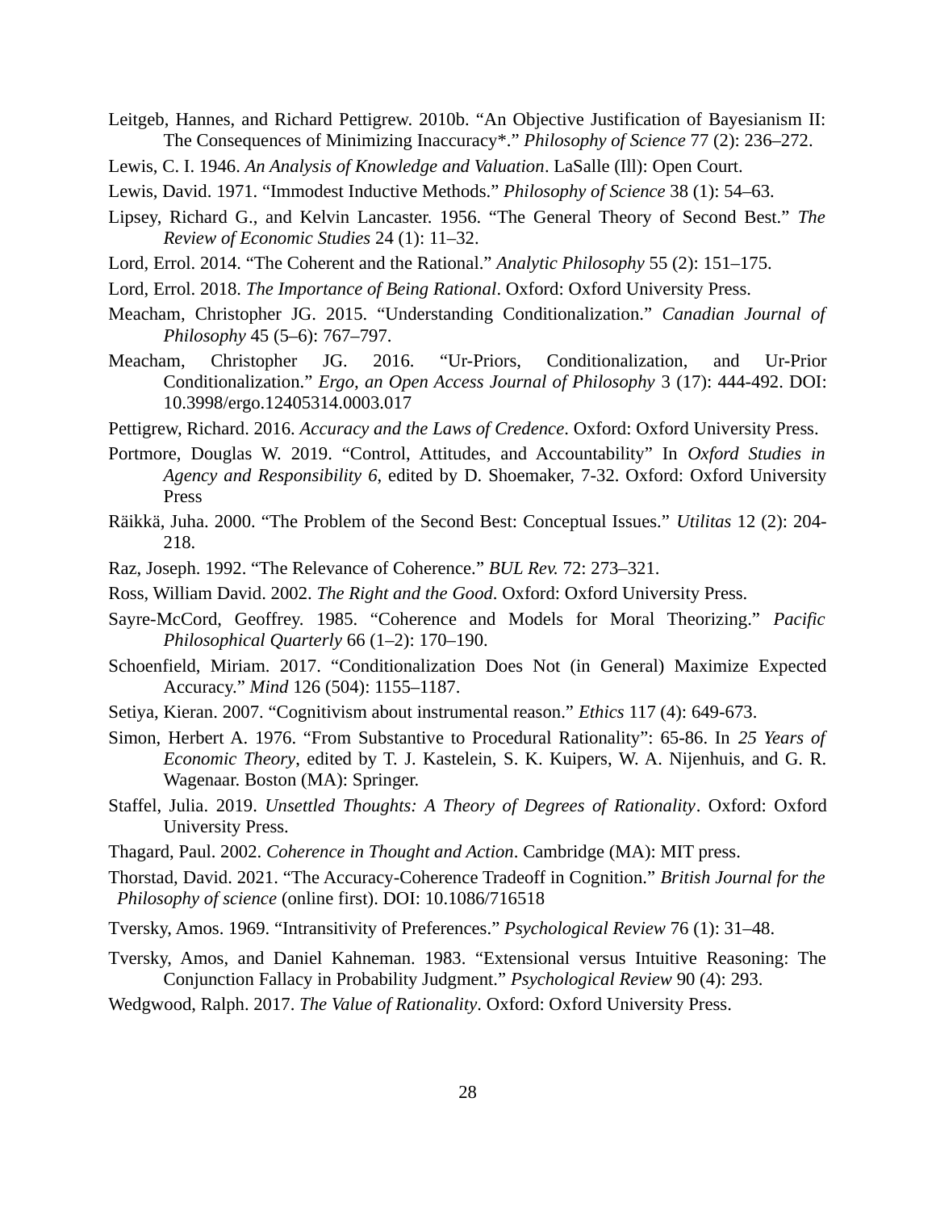Leitgeb, Hannes, and Richard Pettigrew. 2010b. "An Objective Justification of Bayesianism II: The Consequences of Minimizing Inaccuracy*." *Philosophy of Science* 77 (2): 236–272.

Lewis, C. I. 1946. *An Analysis of Knowledge and Valuation*. LaSalle (Ill): Open Court.

Lewis, David. 1971. "Immodest Inductive Methods." *Philosophy of Science* 38 (1): 54–63.

Lipsey, Richard G., and Kelvin Lancaster. 1956. "The General Theory of Second Best." *The Review of Economic Studies* 24 (1): 11–32.

Lord, Errol. 2014. "The Coherent and the Rational." *Analytic Philosophy* 55 (2): 151–175.

Lord, Errol. 2018. *The Importance of Being Rational*. Oxford: Oxford University Press.

Meacham, Christopher JG. 2015. "Understanding Conditionalization." *Canadian Journal of Philosophy* 45 (5–6): 767–797.

Meacham, Christopher JG. 2016. "Ur-Priors, Conditionalization, and Ur-Prior Conditionalization." *Ergo, an Open Access Journal of Philosophy* 3 (17): 444-492. DOI: 10.3998/ergo.12405314.0003.017

Pettigrew, Richard. 2016. *Accuracy and the Laws of Credence*. Oxford: Oxford University Press.

Portmore, Douglas W. 2019. "Control, Attitudes, and Accountability" In *Oxford Studies in Agency and Responsibility 6*, edited by D. Shoemaker, 7-32. Oxford: Oxford University Press

Räikkä, Juha. 2000. "The Problem of the Second Best: Conceptual Issues." *Utilitas* 12 (2): 204-218.

Raz, Joseph. 1992. "The Relevance of Coherence." *BUL Rev.* 72: 273–321.

Ross, William David. 2002. *The Right and the Good*. Oxford: Oxford University Press.

Sayre-McCord, Geoffrey. 1985. "Coherence and Models for Moral Theorizing." *Pacific Philosophical Quarterly* 66 (1–2): 170–190.

Schoenfield, Miriam. 2017. "Conditionalization Does Not (in General) Maximize Expected Accuracy." *Mind* 126 (504): 1155–1187.

Setiya, Kieran. 2007. "Cognitivism about instrumental reason." *Ethics* 117 (4): 649-673.

Simon, Herbert A. 1976. "From Substantive to Procedural Rationality": 65-86. In *25 Years of Economic Theory*, edited by T. J. Kastelein, S. K. Kuipers, W. A. Nijenhuis, and G. R. Wagenaar. Boston (MA): Springer.

Staffel, Julia. 2019. *Unsettled Thoughts: A Theory of Degrees of Rationality*. Oxford: Oxford University Press.

Thagard, Paul. 2002. *Coherence in Thought and Action*. Cambridge (MA): MIT press.

Thorstad, David. 2021. "The Accuracy-Coherence Tradeoff in Cognition." *British Journal for the Philosophy of science* (online first). DOI: 10.1086/716518

Tversky, Amos. 1969. "Intransitivity of Preferences." *Psychological Review* 76 (1): 31–48.

Tversky, Amos, and Daniel Kahneman. 1983. "Extensional versus Intuitive Reasoning: The Conjunction Fallacy in Probability Judgment." *Psychological Review* 90 (4): 293.

Wedgwood, Ralph. 2017. *The Value of Rationality*. Oxford: Oxford University Press.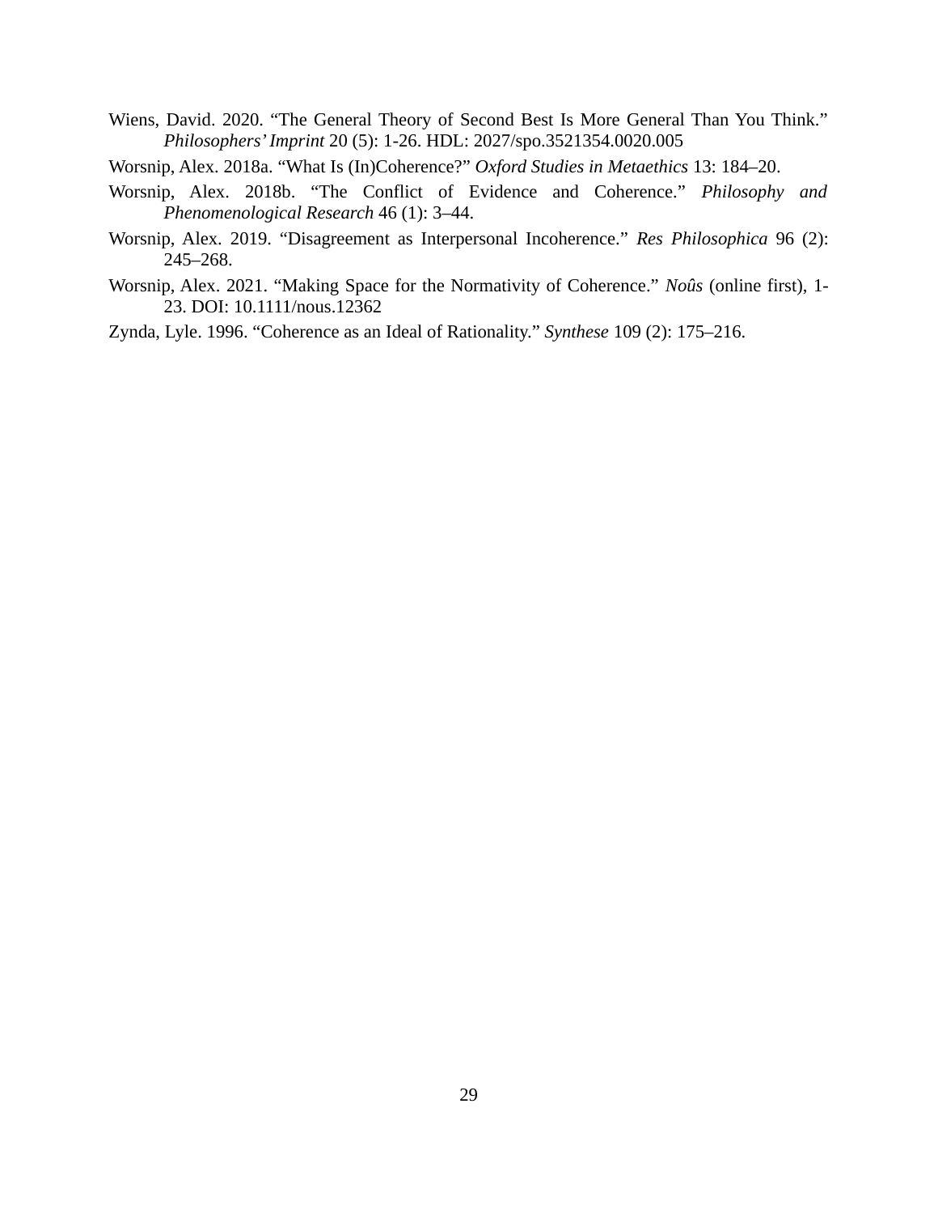Wiens, David. 2020. "The General Theory of Second Best Is More General Than You Think." *Philosophers' Imprint* 20 (5): 1-26. HDL: 2027/spo.3521354.0020.005

Worsnip, Alex. 2018a. "What Is (In)Coherence?" *Oxford Studies in Metaethics* 13: 184–20.

Worsnip, Alex. 2018b. "The Conflict of Evidence and Coherence." *Philosophy and Phenomenological Research* 46 (1): 3–44.

Worsnip, Alex. 2019. "Disagreement as Interpersonal Incoherence." *Res Philosophica* 96 (2): 245–268.

Worsnip, Alex. 2021. "Making Space for the Normativity of Coherence." *Noûs* (online first), 1-23. DOI: 10.1111/nous.12362

Zynda, Lyle. 1996. "Coherence as an Ideal of Rationality." *Synthese* 109 (2): 175–216.